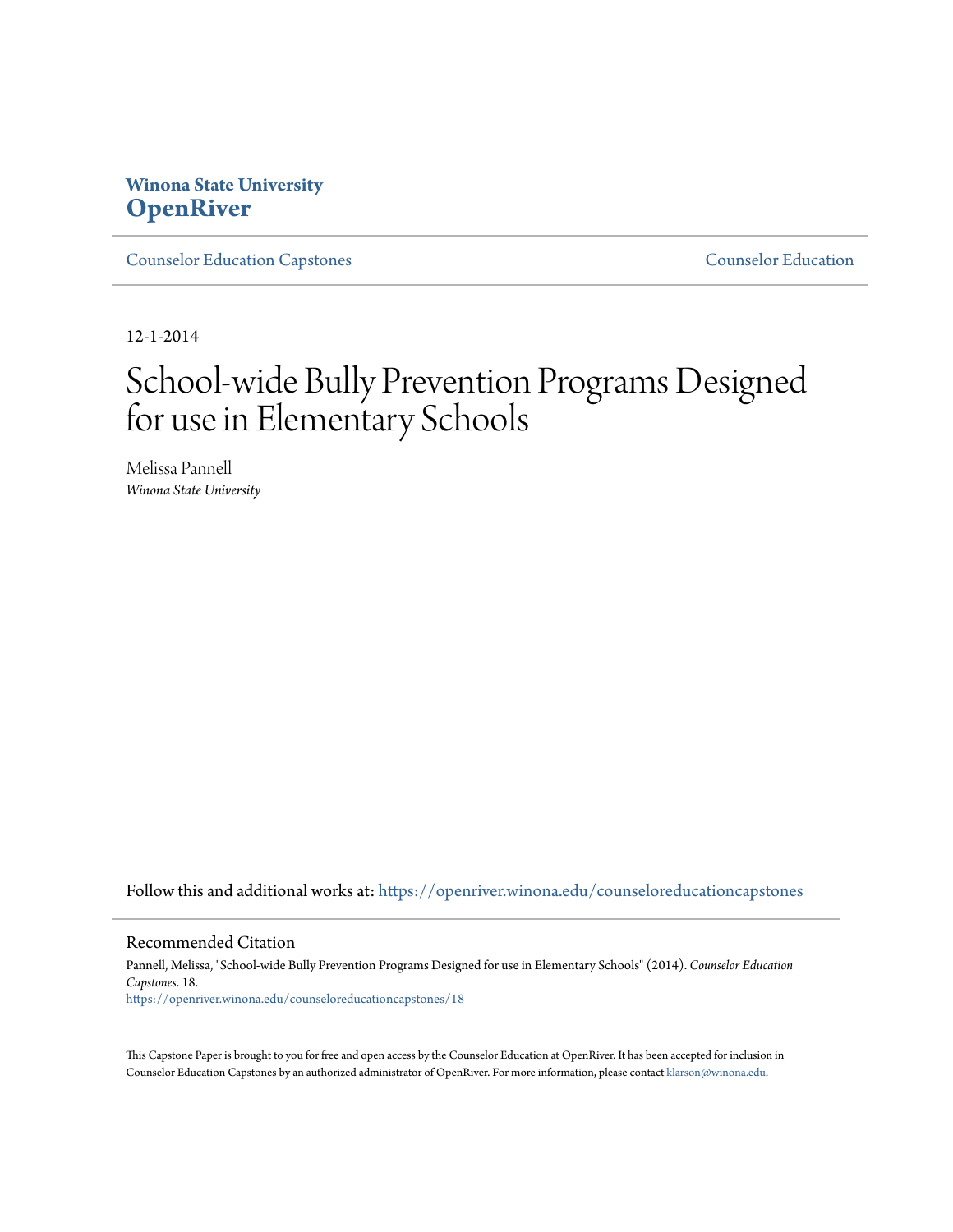**Winona State University**
# OpenRiver

Counselor Education Capstones | Counselor Education

12-1-2014

# School-wide Bully Prevention Programs Designed for use in Elementary Schools

Melissa Pannell
*Winona State University*

Follow this and additional works at: https://openriver.winona.edu/counseloreducationcapstones

## Recommended Citation

Pannell, Melissa, "School-wide Bully Prevention Programs Designed for use in Elementary Schools" (2014). *Counselor Education Capstones*. 18.
https://openriver.winona.edu/counseloreducationcapstones/18

This Capstone Paper is brought to you for free and open access by the Counselor Education at OpenRiver. It has been accepted for inclusion in Counselor Education Capstones by an authorized administrator of OpenRiver. For more information, please contact klarson@winona.edu.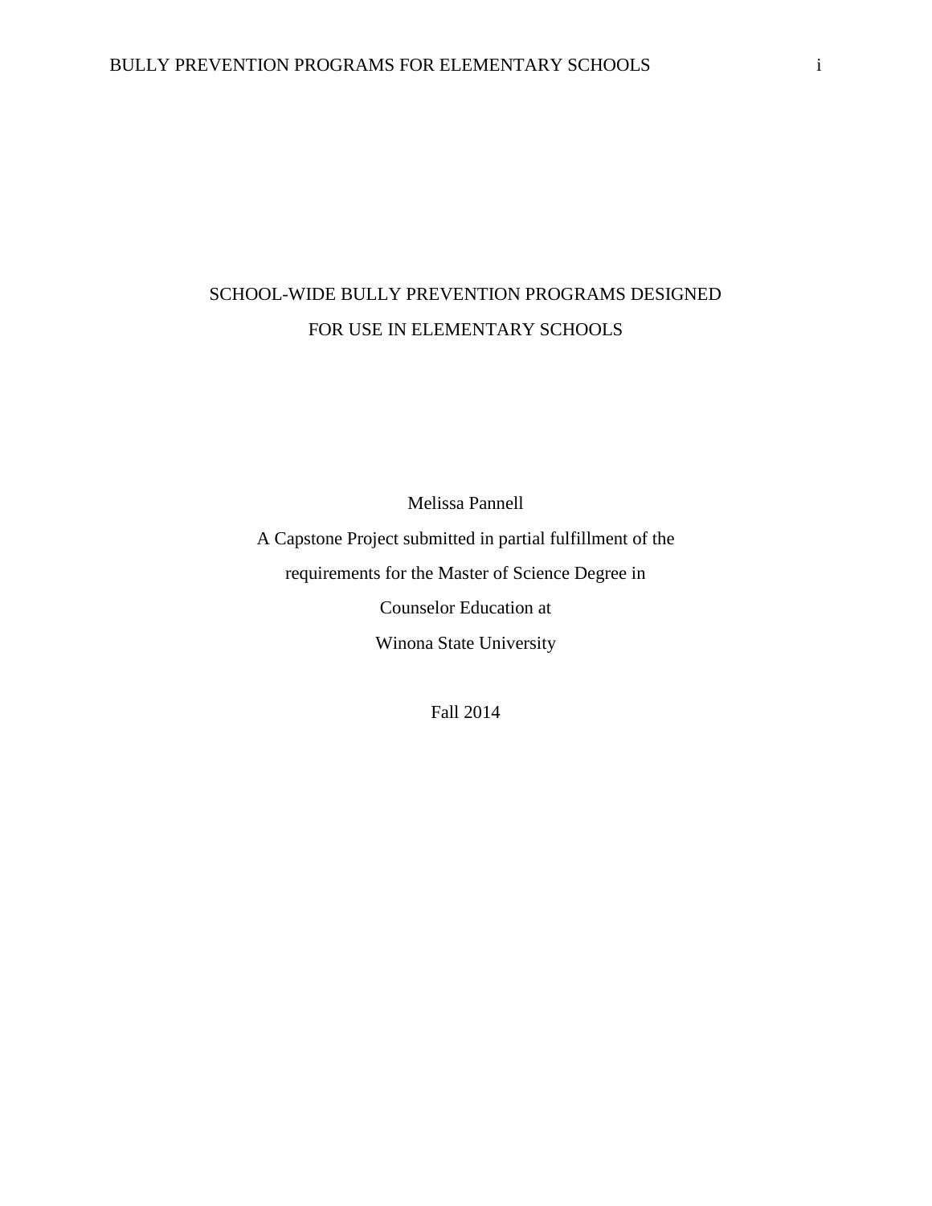# SCHOOL-WIDE BULLY PREVENTION PROGRAMS DESIGNED FOR USE IN ELEMENTARY SCHOOLS

Melissa Pannell

A Capstone Project submitted in partial fulfillment of the requirements for the Master of Science Degree in Counselor Education at Winona State University

Fall 2014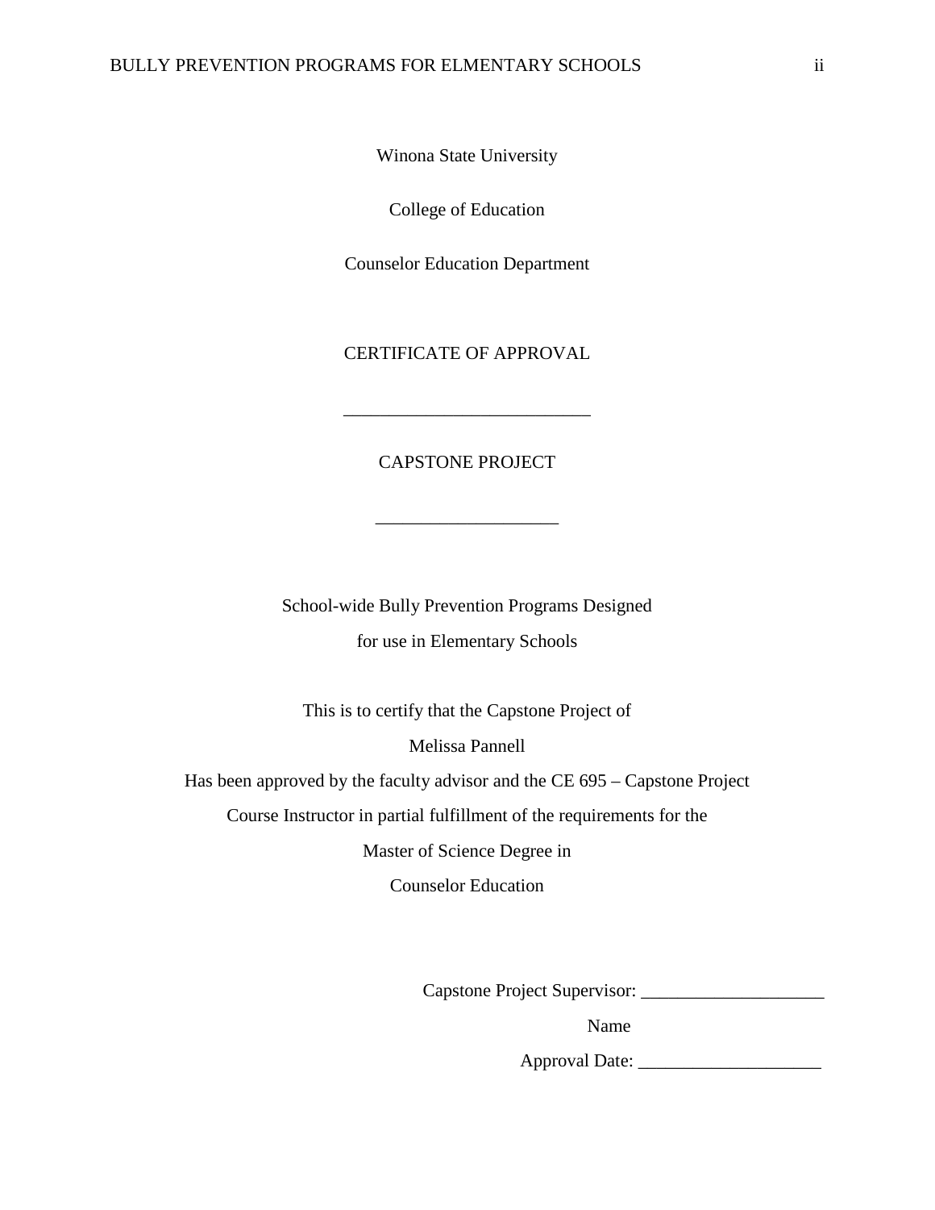Winona State University

College of Education

Counselor Education Department

CERTIFICATE OF APPROVAL

___________________________

CAPSTONE PROJECT

____________________

School-wide Bully Prevention Programs Designed

for use in Elementary Schools

This is to certify that the Capstone Project of

Melissa Pannell

Has been approved by the faculty advisor and the CE 695 – Capstone Project

Course Instructor in partial fulfillment of the requirements for the

Master of Science Degree in

Counselor Education

Capstone Project Supervisor: ____________________

Name

Approval Date: ____________________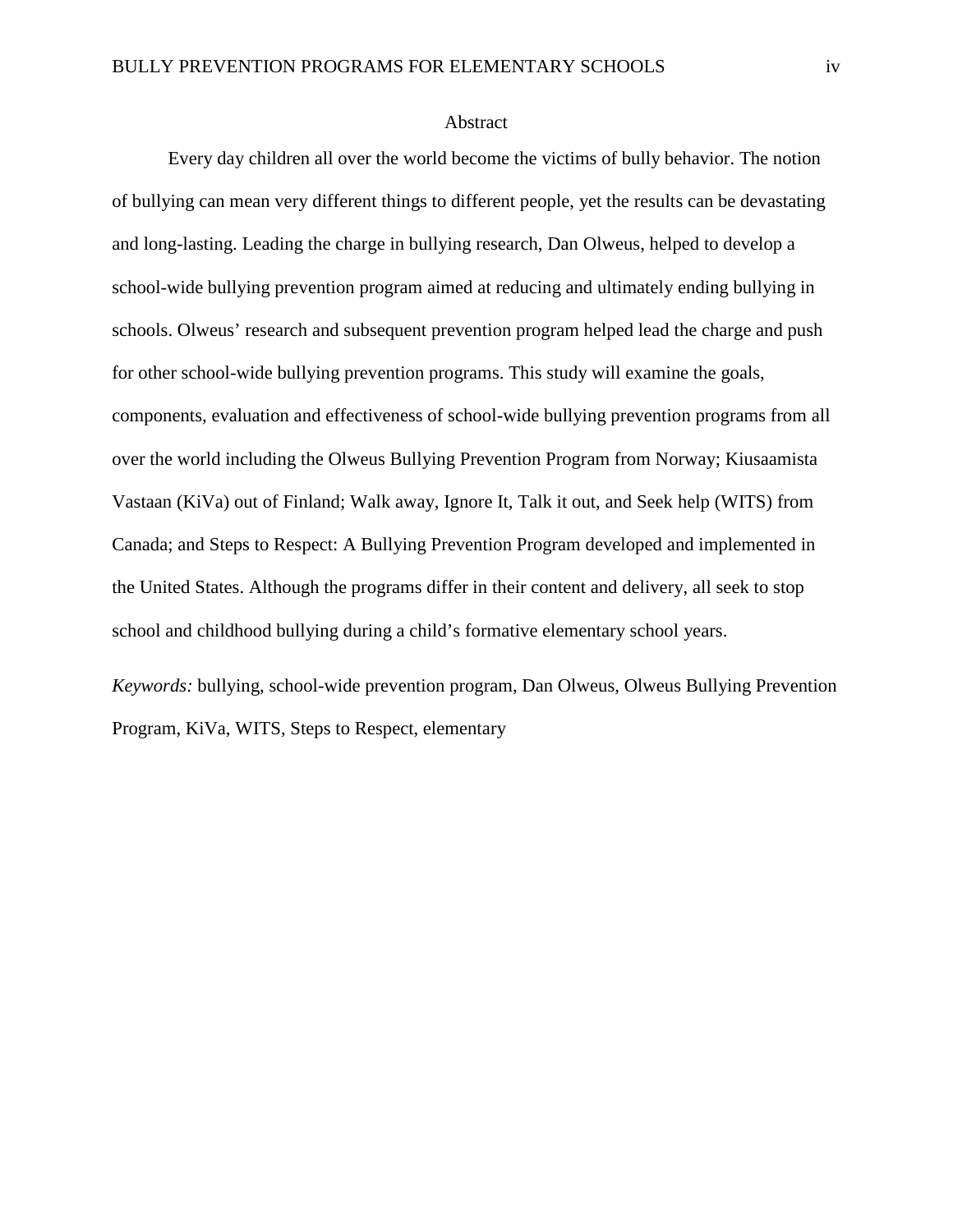# Abstract

Every day children all over the world become the victims of bully behavior. The notion of bullying can mean very different things to different people, yet the results can be devastating and long-lasting. Leading the charge in bullying research, Dan Olweus, helped to develop a school-wide bullying prevention program aimed at reducing and ultimately ending bullying in schools. Olweus' research and subsequent prevention program helped lead the charge and push for other school-wide bullying prevention programs. This study will examine the goals, components, evaluation and effectiveness of school-wide bullying prevention programs from all over the world including the Olweus Bullying Prevention Program from Norway; Kiusaamista Vastaan (KiVa) out of Finland; Walk away, Ignore It, Talk it out, and Seek help (WITS) from Canada; and Steps to Respect: A Bullying Prevention Program developed and implemented in the United States. Although the programs differ in their content and delivery, all seek to stop school and childhood bullying during a child's formative elementary school years.

*Keywords:* bullying, school-wide prevention program, Dan Olweus, Olweus Bullying Prevention Program, KiVa, WITS, Steps to Respect, elementary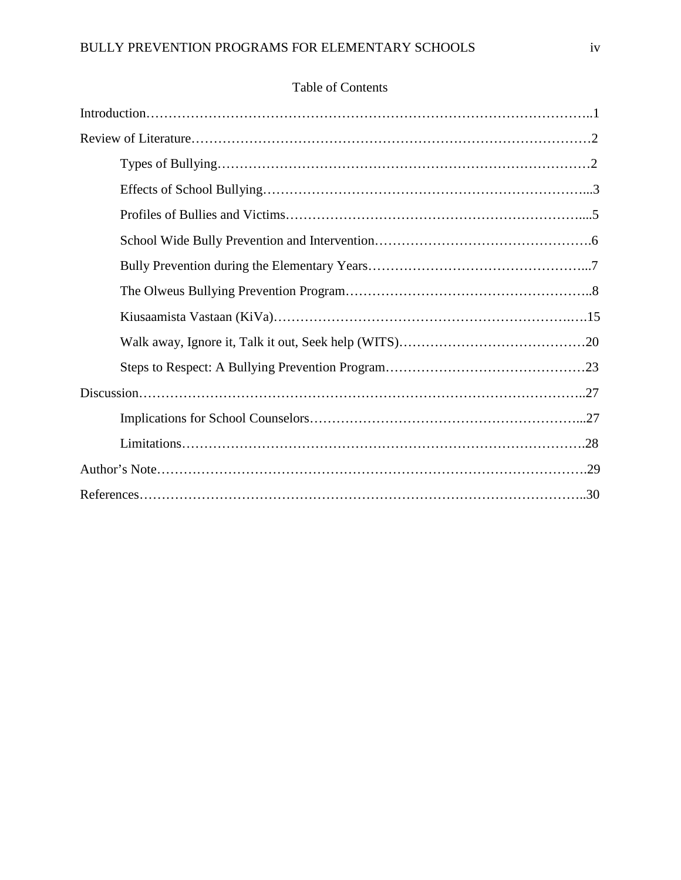# Table of Contents

Introduction……………………………………………………………………………………..1

Review of Literature………………………………………………………………………………2

- Types of Bullying…………………………………………………………………………2
- Effects of School Bullying……………………………………………………………...3
- Profiles of Bullies and Victims…………………………………………………………....5
- School Wide Bully Prevention and Intervention………………………………………….6
- Bully Prevention during the Elementary Years…………………………………………...7
- The Olweus Bullying Prevention Program………………………………………………..8
- Kiusaamista Vastaan (KiVa)…………………………………………………………….15
- Walk away, Ignore it, Talk it out, Seek help (WITS)……………………………………20
- Steps to Respect: A Bullying Prevention Program………………………………………23

Discussion………………………………………………………………………………………..27

- Implications for School Counselors……………………………………………………...27
- Limitations……………………………………………………………………………….28

Author's Note……………………………………………………………………………………..29

References………………………………………………………………………………………..30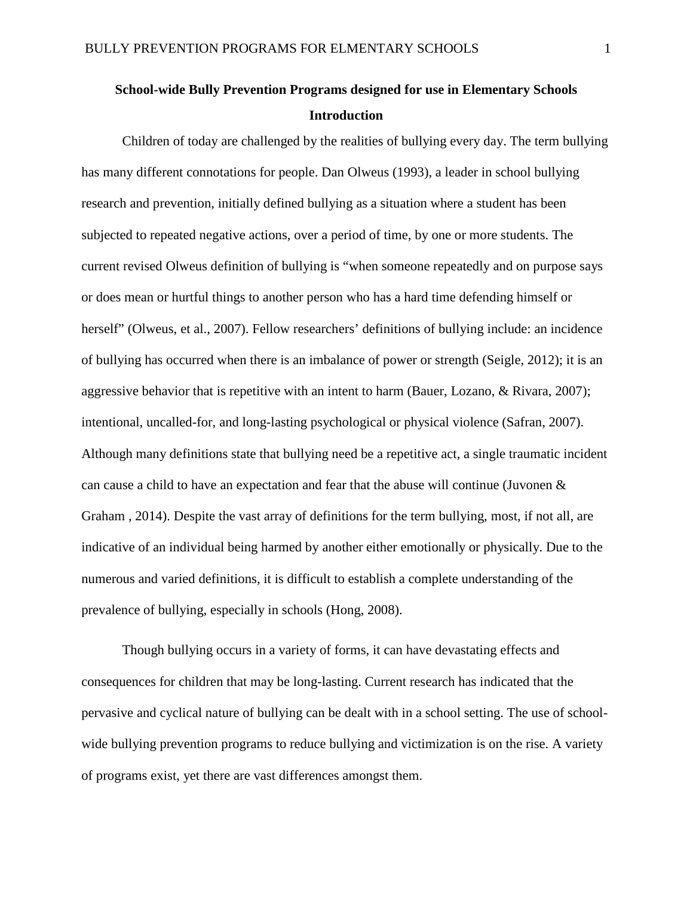**School-wide Bully Prevention Programs designed for use in Elementary Schools**

**Introduction**

Children of today are challenged by the realities of bullying every day. The term bullying has many different connotations for people. Dan Olweus (1993), a leader in school bullying research and prevention, initially defined bullying as a situation where a student has been subjected to repeated negative actions, over a period of time, by one or more students. The current revised Olweus definition of bullying is "when someone repeatedly and on purpose says or does mean or hurtful things to another person who has a hard time defending himself or herself" (Olweus, et al., 2007). Fellow researchers' definitions of bullying include: an incidence of bullying has occurred when there is an imbalance of power or strength (Seigle, 2012); it is an aggressive behavior that is repetitive with an intent to harm (Bauer, Lozano, & Rivara, 2007); intentional, uncalled-for, and long-lasting psychological or physical violence (Safran, 2007). Although many definitions state that bullying need be a repetitive act, a single traumatic incident can cause a child to have an expectation and fear that the abuse will continue (Juvonen & Graham , 2014). Despite the vast array of definitions for the term bullying, most, if not all, are indicative of an individual being harmed by another either emotionally or physically. Due to the numerous and varied definitions, it is difficult to establish a complete understanding of the prevalence of bullying, especially in schools (Hong, 2008).

Though bullying occurs in a variety of forms, it can have devastating effects and consequences for children that may be long-lasting. Current research has indicated that the pervasive and cyclical nature of bullying can be dealt with in a school setting. The use of school-wide bullying prevention programs to reduce bullying and victimization is on the rise. A variety of programs exist, yet there are vast differences amongst them.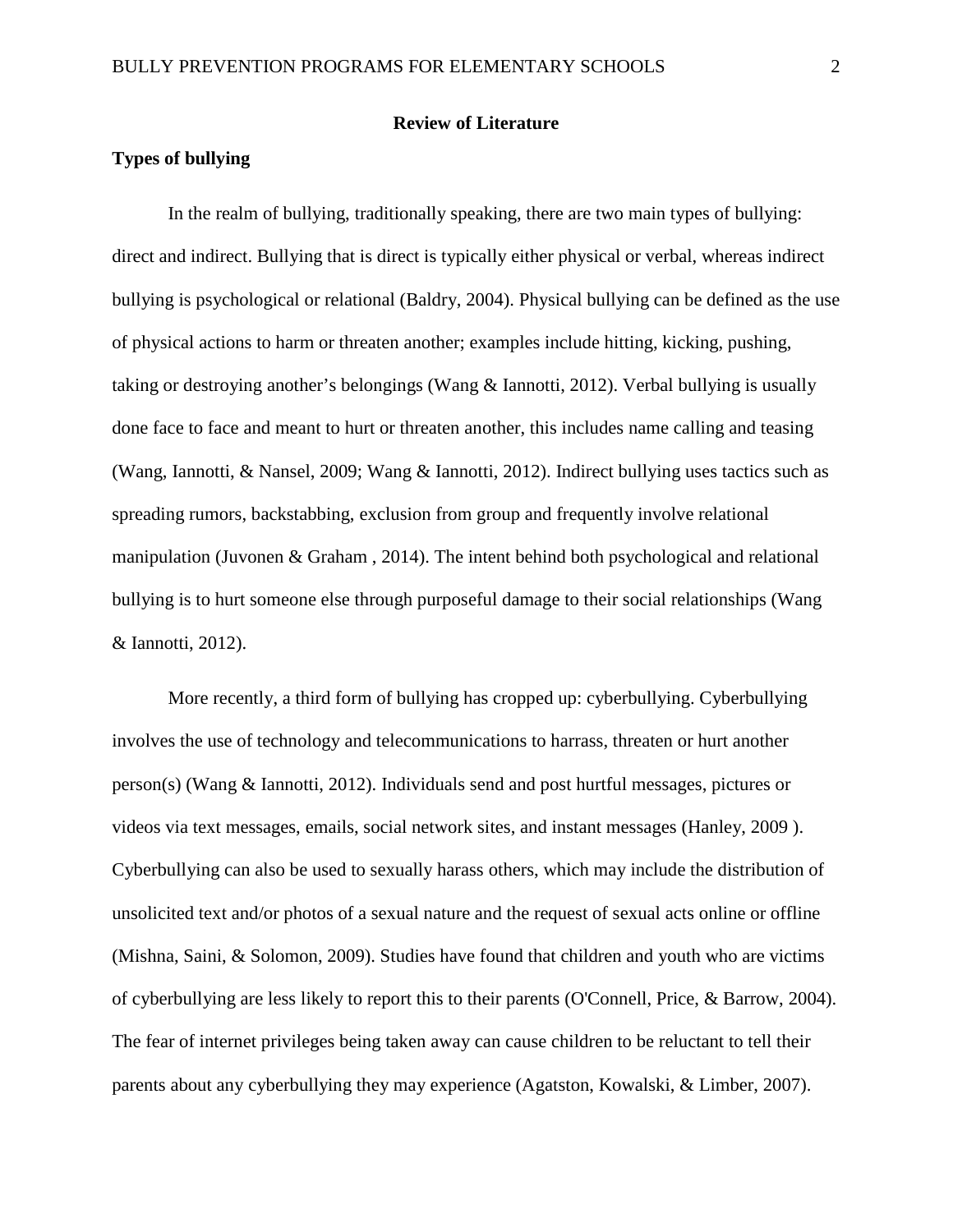## Review of Literature

### Types of bullying

In the realm of bullying, traditionally speaking, there are two main types of bullying: direct and indirect. Bullying that is direct is typically either physical or verbal, whereas indirect bullying is psychological or relational (Baldry, 2004). Physical bullying can be defined as the use of physical actions to harm or threaten another; examples include hitting, kicking, pushing, taking or destroying another's belongings (Wang & Iannotti, 2012). Verbal bullying is usually done face to face and meant to hurt or threaten another, this includes name calling and teasing (Wang, Iannotti, & Nansel, 2009; Wang & Iannotti, 2012). Indirect bullying uses tactics such as spreading rumors, backstabbing, exclusion from group and frequently involve relational manipulation (Juvonen & Graham , 2014). The intent behind both psychological and relational bullying is to hurt someone else through purposeful damage to their social relationships (Wang & Iannotti, 2012).

More recently, a third form of bullying has cropped up: cyberbullying. Cyberbullying involves the use of technology and telecommunications to harrass, threaten or hurt another person(s) (Wang & Iannotti, 2012). Individuals send and post hurtful messages, pictures or videos via text messages, emails, social network sites, and instant messages (Hanley, 2009 ). Cyberbullying can also be used to sexually harass others, which may include the distribution of unsolicited text and/or photos of a sexual nature and the request of sexual acts online or offline (Mishna, Saini, & Solomon, 2009). Studies have found that children and youth who are victims of cyberbullying are less likely to report this to their parents (O'Connell, Price, & Barrow, 2004). The fear of internet privileges being taken away can cause children to be reluctant to tell their parents about any cyberbullying they may experience (Agatston, Kowalski, & Limber, 2007).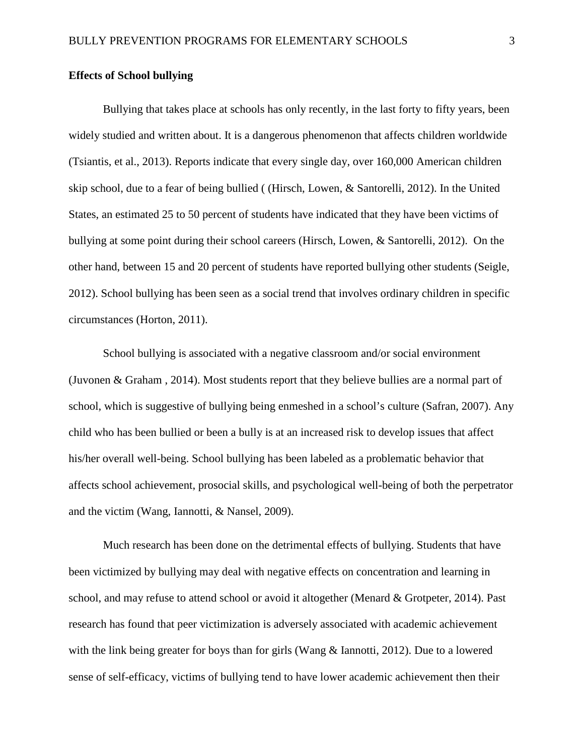**Effects of School bullying**

Bullying that takes place at schools has only recently, in the last forty to fifty years, been widely studied and written about. It is a dangerous phenomenon that affects children worldwide (Tsiantis, et al., 2013). Reports indicate that every single day, over 160,000 American children skip school, due to a fear of being bullied ( (Hirsch, Lowen, & Santorelli, 2012). In the United States, an estimated 25 to 50 percent of students have indicated that they have been victims of bullying at some point during their school careers (Hirsch, Lowen, & Santorelli, 2012). On the other hand, between 15 and 20 percent of students have reported bullying other students (Seigle, 2012). School bullying has been seen as a social trend that involves ordinary children in specific circumstances (Horton, 2011).

School bullying is associated with a negative classroom and/or social environment (Juvonen & Graham , 2014). Most students report that they believe bullies are a normal part of school, which is suggestive of bullying being enmeshed in a school's culture (Safran, 2007). Any child who has been bullied or been a bully is at an increased risk to develop issues that affect his/her overall well-being. School bullying has been labeled as a problematic behavior that affects school achievement, prosocial skills, and psychological well-being of both the perpetrator and the victim (Wang, Iannotti, & Nansel, 2009).

Much research has been done on the detrimental effects of bullying. Students that have been victimized by bullying may deal with negative effects on concentration and learning in school, and may refuse to attend school or avoid it altogether (Menard & Grotpeter, 2014). Past research has found that peer victimization is adversely associated with academic achievement with the link being greater for boys than for girls (Wang & Iannotti, 2012). Due to a lowered sense of self-efficacy, victims of bullying tend to have lower academic achievement then their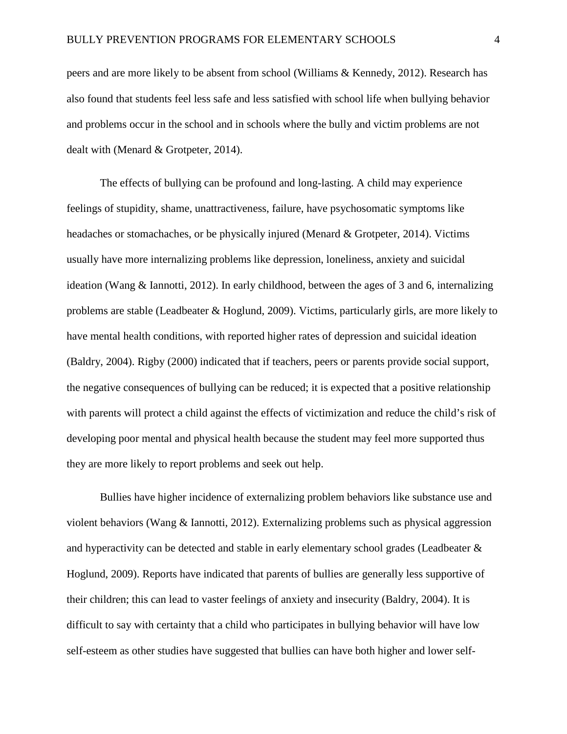peers and are more likely to be absent from school (Williams & Kennedy, 2012). Research has also found that students feel less safe and less satisfied with school life when bullying behavior and problems occur in the school and in schools where the bully and victim problems are not dealt with (Menard & Grotpeter, 2014).

The effects of bullying can be profound and long-lasting. A child may experience feelings of stupidity, shame, unattractiveness, failure, have psychosomatic symptoms like headaches or stomachaches, or be physically injured (Menard & Grotpeter, 2014). Victims usually have more internalizing problems like depression, loneliness, anxiety and suicidal ideation (Wang & Iannotti, 2012). In early childhood, between the ages of 3 and 6, internalizing problems are stable (Leadbeater & Hoglund, 2009). Victims, particularly girls, are more likely to have mental health conditions, with reported higher rates of depression and suicidal ideation (Baldry, 2004). Rigby (2000) indicated that if teachers, peers or parents provide social support, the negative consequences of bullying can be reduced; it is expected that a positive relationship with parents will protect a child against the effects of victimization and reduce the child's risk of developing poor mental and physical health because the student may feel more supported thus they are more likely to report problems and seek out help.

Bullies have higher incidence of externalizing problem behaviors like substance use and violent behaviors (Wang & Iannotti, 2012). Externalizing problems such as physical aggression and hyperactivity can be detected and stable in early elementary school grades (Leadbeater & Hoglund, 2009). Reports have indicated that parents of bullies are generally less supportive of their children; this can lead to vaster feelings of anxiety and insecurity (Baldry, 2004). It is difficult to say with certainty that a child who participates in bullying behavior will have low self-esteem as other studies have suggested that bullies can have both higher and lower self-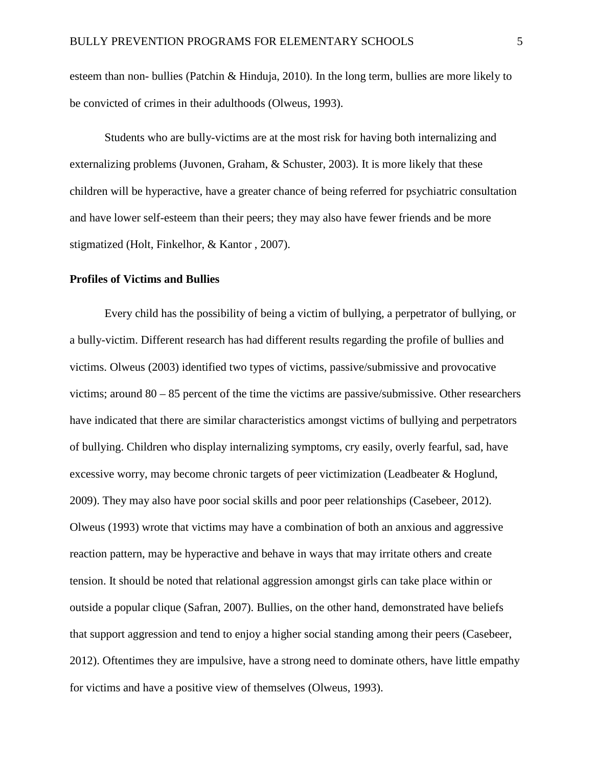esteem than non- bullies (Patchin & Hinduja, 2010). In the long term, bullies are more likely to be convicted of crimes in their adulthoods (Olweus, 1993).

Students who are bully-victims are at the most risk for having both internalizing and externalizing problems (Juvonen, Graham, & Schuster, 2003). It is more likely that these children will be hyperactive, have a greater chance of being referred for psychiatric consultation and have lower self-esteem than their peers; they may also have fewer friends and be more stigmatized (Holt, Finkelhor, & Kantor , 2007).

**Profiles of Victims and Bullies**

Every child has the possibility of being a victim of bullying, a perpetrator of bullying, or a bully-victim. Different research has had different results regarding the profile of bullies and victims. Olweus (2003) identified two types of victims, passive/submissive and provocative victims; around 80 – 85 percent of the time the victims are passive/submissive. Other researchers have indicated that there are similar characteristics amongst victims of bullying and perpetrators of bullying. Children who display internalizing symptoms, cry easily, overly fearful, sad, have excessive worry, may become chronic targets of peer victimization (Leadbeater & Hoglund, 2009). They may also have poor social skills and poor peer relationships (Casebeer, 2012). Olweus (1993) wrote that victims may have a combination of both an anxious and aggressive reaction pattern, may be hyperactive and behave in ways that may irritate others and create tension. It should be noted that relational aggression amongst girls can take place within or outside a popular clique (Safran, 2007). Bullies, on the other hand, demonstrated have beliefs that support aggression and tend to enjoy a higher social standing among their peers (Casebeer, 2012). Oftentimes they are impulsive, have a strong need to dominate others, have little empathy for victims and have a positive view of themselves (Olweus, 1993).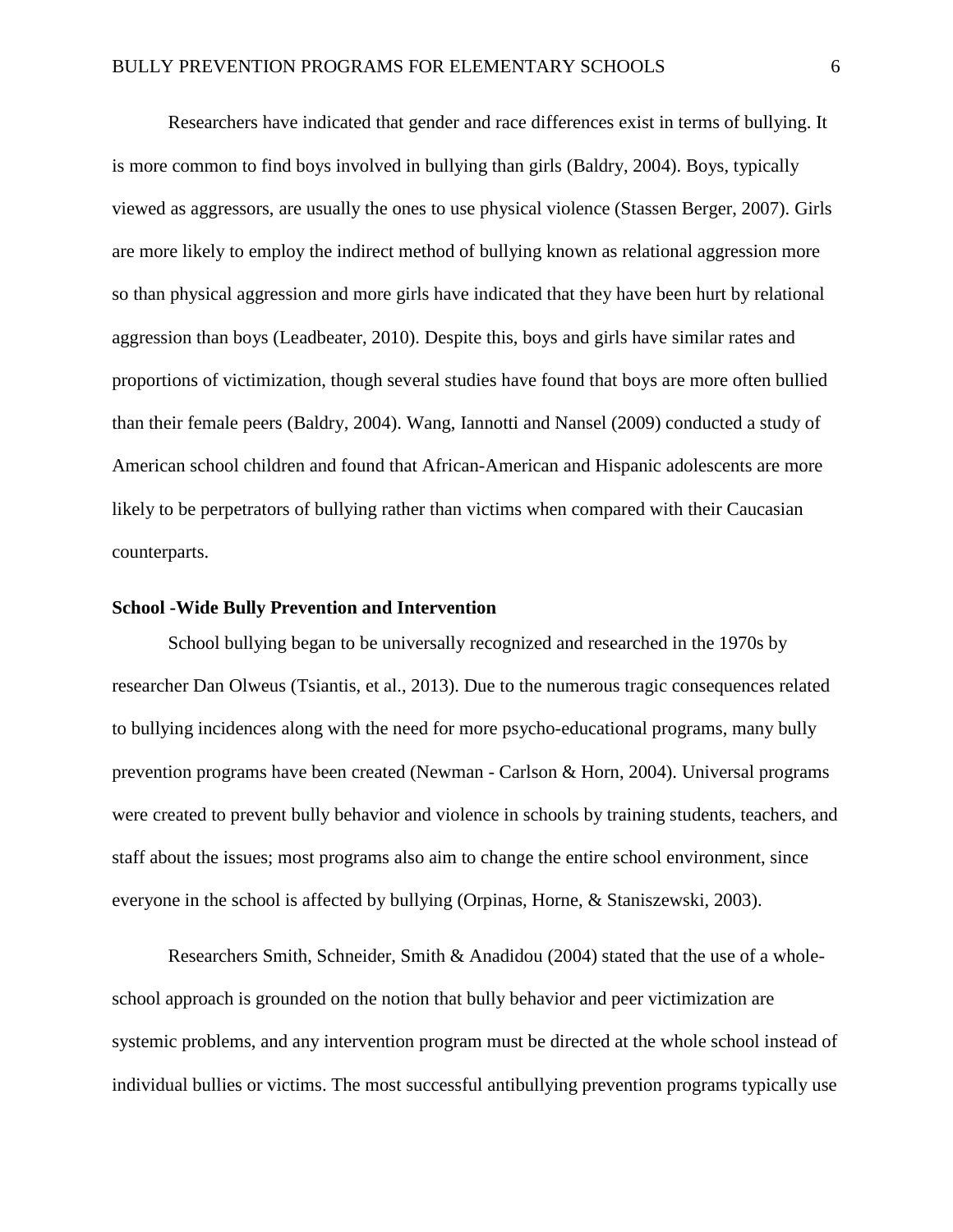Researchers have indicated that gender and race differences exist in terms of bullying. It is more common to find boys involved in bullying than girls (Baldry, 2004). Boys, typically viewed as aggressors, are usually the ones to use physical violence (Stassen Berger, 2007). Girls are more likely to employ the indirect method of bullying known as relational aggression more so than physical aggression and more girls have indicated that they have been hurt by relational aggression than boys (Leadbeater, 2010). Despite this, boys and girls have similar rates and proportions of victimization, though several studies have found that boys are more often bullied than their female peers (Baldry, 2004). Wang, Iannotti and Nansel (2009) conducted a study of American school children and found that African-American and Hispanic adolescents are more likely to be perpetrators of bullying rather than victims when compared with their Caucasian counterparts.

**School -Wide Bully Prevention and Intervention**

School bullying began to be universally recognized and researched in the 1970s by researcher Dan Olweus (Tsiantis, et al., 2013). Due to the numerous tragic consequences related to bullying incidences along with the need for more psycho-educational programs, many bully prevention programs have been created (Newman - Carlson & Horn, 2004). Universal programs were created to prevent bully behavior and violence in schools by training students, teachers, and staff about the issues; most programs also aim to change the entire school environment, since everyone in the school is affected by bullying (Orpinas, Horne, & Staniszewski, 2003).

Researchers Smith, Schneider, Smith & Anadidou (2004) stated that the use of a whole-school approach is grounded on the notion that bully behavior and peer victimization are systemic problems, and any intervention program must be directed at the whole school instead of individual bullies or victims. The most successful antibullying prevention programs typically use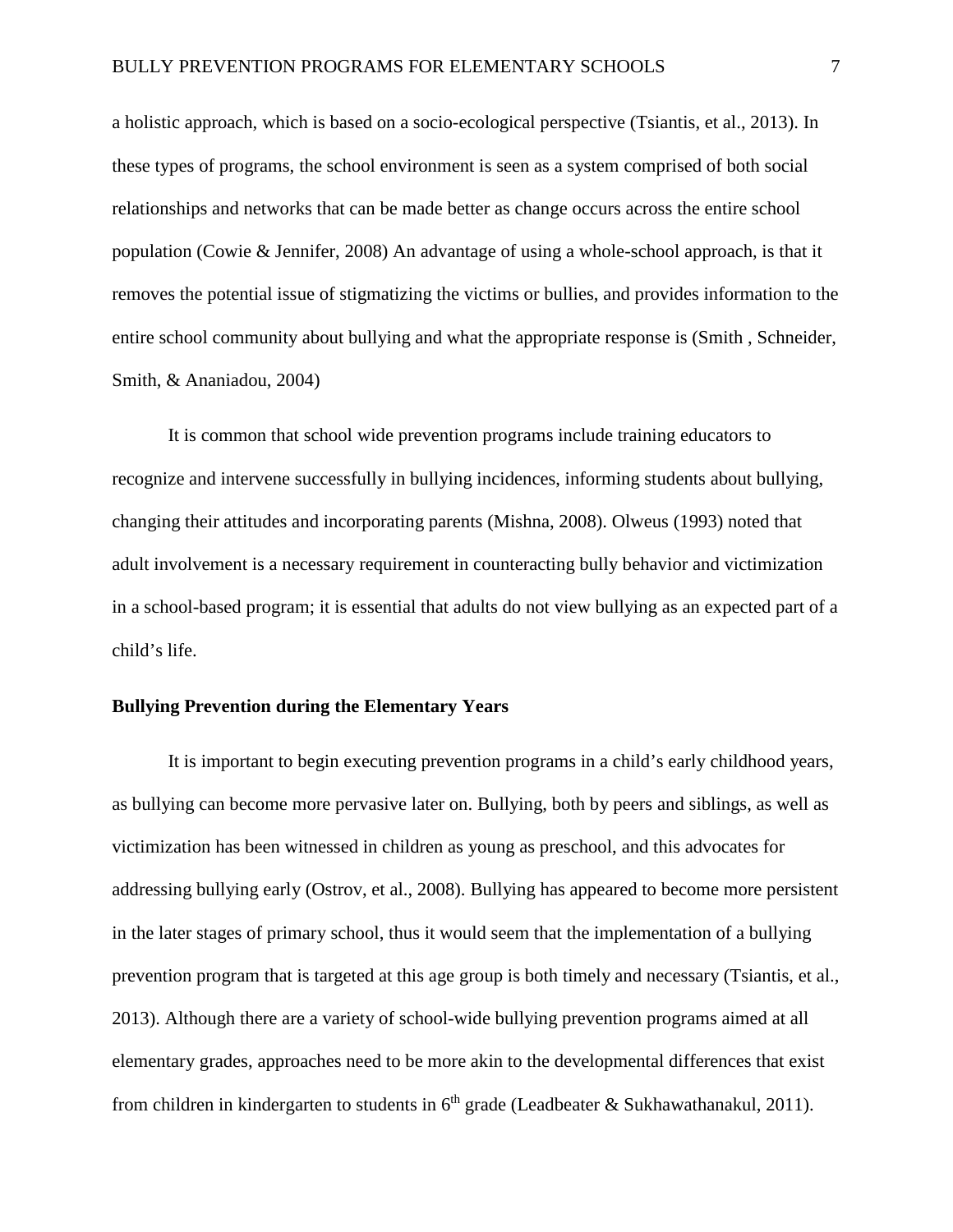a holistic approach, which is based on a socio-ecological perspective (Tsiantis, et al., 2013). In these types of programs, the school environment is seen as a system comprised of both social relationships and networks that can be made better as change occurs across the entire school population (Cowie & Jennifer, 2008) An advantage of using a whole-school approach, is that it removes the potential issue of stigmatizing the victims or bullies, and provides information to the entire school community about bullying and what the appropriate response is (Smith , Schneider, Smith, & Ananiadou, 2004)

It is common that school wide prevention programs include training educators to recognize and intervene successfully in bullying incidences, informing students about bullying, changing their attitudes and incorporating parents (Mishna, 2008). Olweus (1993) noted that adult involvement is a necessary requirement in counteracting bully behavior and victimization in a school-based program; it is essential that adults do not view bullying as an expected part of a child's life.

**Bullying Prevention during the Elementary Years**

It is important to begin executing prevention programs in a child's early childhood years, as bullying can become more pervasive later on. Bullying, both by peers and siblings, as well as victimization has been witnessed in children as young as preschool, and this advocates for addressing bullying early (Ostrov, et al., 2008). Bullying has appeared to become more persistent in the later stages of primary school, thus it would seem that the implementation of a bullying prevention program that is targeted at this age group is both timely and necessary (Tsiantis, et al., 2013). Although there are a variety of school-wide bullying prevention programs aimed at all elementary grades, approaches need to be more akin to the developmental differences that exist from children in kindergarten to students in 6th grade (Leadbeater & Sukhawathanakul, 2011).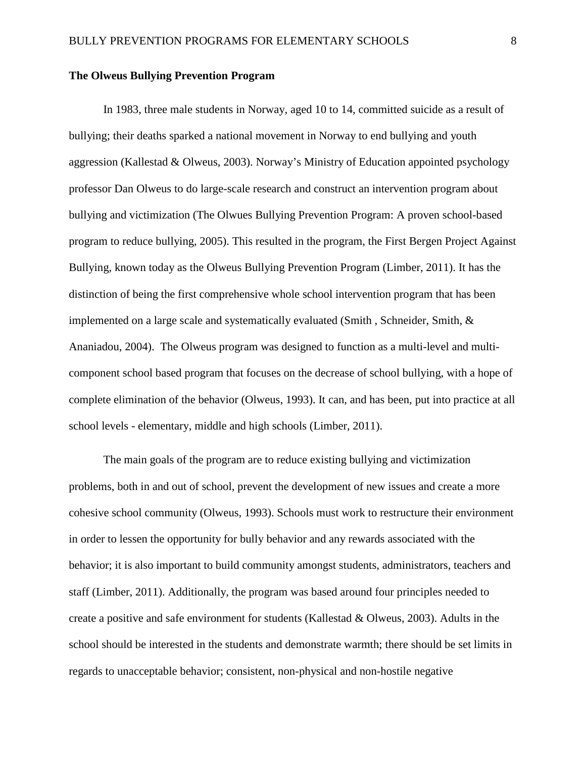**The Olweus Bullying Prevention Program**

In 1983, three male students in Norway, aged 10 to 14, committed suicide as a result of bullying; their deaths sparked a national movement in Norway to end bullying and youth aggression (Kallestad & Olweus, 2003). Norway's Ministry of Education appointed psychology professor Dan Olweus to do large-scale research and construct an intervention program about bullying and victimization (The Olwues Bullying Prevention Program: A proven school-based program to reduce bullying, 2005). This resulted in the program, the First Bergen Project Against Bullying, known today as the Olweus Bullying Prevention Program (Limber, 2011). It has the distinction of being the first comprehensive whole school intervention program that has been implemented on a large scale and systematically evaluated (Smith , Schneider, Smith, & Ananiadou, 2004). The Olweus program was designed to function as a multi-level and multi-component school based program that focuses on the decrease of school bullying, with a hope of complete elimination of the behavior (Olweus, 1993). It can, and has been, put into practice at all school levels - elementary, middle and high schools (Limber, 2011).

The main goals of the program are to reduce existing bullying and victimization problems, both in and out of school, prevent the development of new issues and create a more cohesive school community (Olweus, 1993). Schools must work to restructure their environment in order to lessen the opportunity for bully behavior and any rewards associated with the behavior; it is also important to build community amongst students, administrators, teachers and staff (Limber, 2011). Additionally, the program was based around four principles needed to create a positive and safe environment for students (Kallestad & Olweus, 2003). Adults in the school should be interested in the students and demonstrate warmth; there should be set limits in regards to unacceptable behavior; consistent, non-physical and non-hostile negative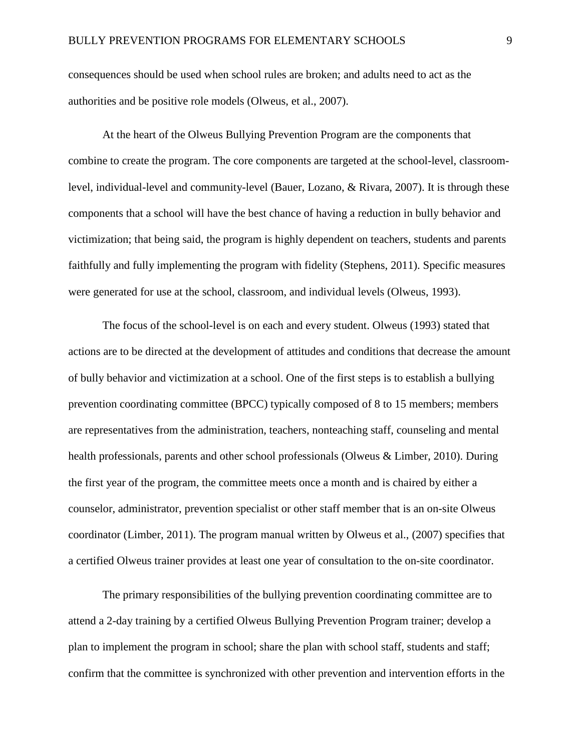consequences should be used when school rules are broken; and adults need to act as the authorities and be positive role models (Olweus, et al., 2007).

At the heart of the Olweus Bullying Prevention Program are the components that combine to create the program. The core components are targeted at the school-level, classroom-level, individual-level and community-level (Bauer, Lozano, & Rivara, 2007). It is through these components that a school will have the best chance of having a reduction in bully behavior and victimization; that being said, the program is highly dependent on teachers, students and parents faithfully and fully implementing the program with fidelity (Stephens, 2011). Specific measures were generated for use at the school, classroom, and individual levels (Olweus, 1993).

The focus of the school-level is on each and every student. Olweus (1993) stated that actions are to be directed at the development of attitudes and conditions that decrease the amount of bully behavior and victimization at a school. One of the first steps is to establish a bullying prevention coordinating committee (BPCC) typically composed of 8 to 15 members; members are representatives from the administration, teachers, nonteaching staff, counseling and mental health professionals, parents and other school professionals (Olweus & Limber, 2010). During the first year of the program, the committee meets once a month and is chaired by either a counselor, administrator, prevention specialist or other staff member that is an on-site Olweus coordinator (Limber, 2011). The program manual written by Olweus et al., (2007) specifies that a certified Olweus trainer provides at least one year of consultation to the on-site coordinator.

The primary responsibilities of the bullying prevention coordinating committee are to attend a 2-day training by a certified Olweus Bullying Prevention Program trainer; develop a plan to implement the program in school; share the plan with school staff, students and staff; confirm that the committee is synchronized with other prevention and intervention efforts in the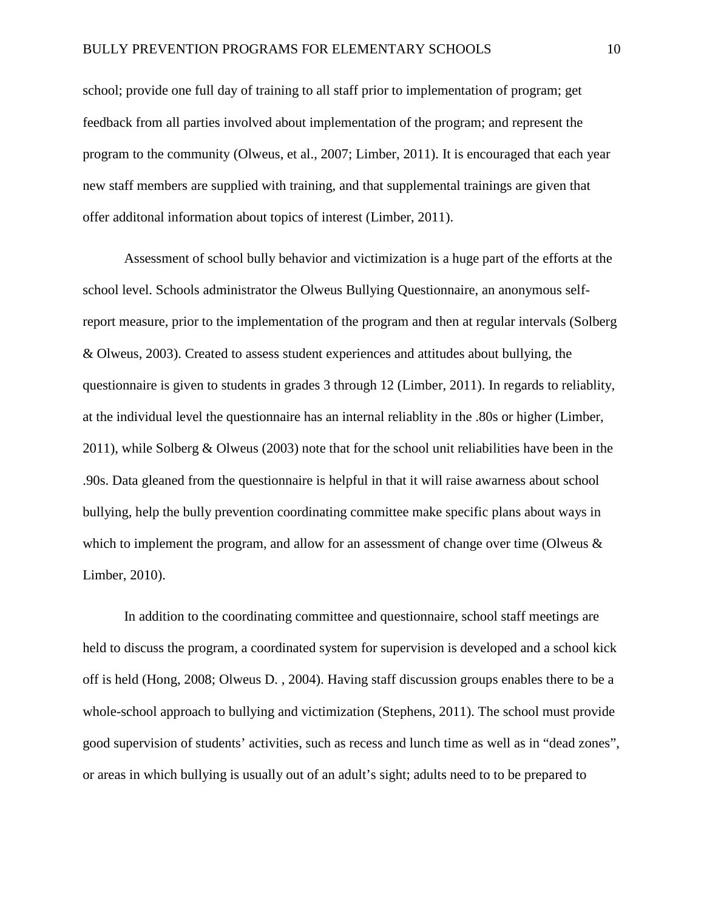school; provide one full day of training to all staff prior to implementation of program; get feedback from all parties involved about implementation of the program; and represent the program to the community (Olweus, et al., 2007; Limber, 2011). It is encouraged that each year new staff members are supplied with training, and that supplemental trainings are given that offer additonal information about topics of interest (Limber, 2011).

Assessment of school bully behavior and victimization is a huge part of the efforts at the school level. Schools administrator the Olweus Bullying Questionnaire, an anonymous self-report measure, prior to the implementation of the program and then at regular intervals (Solberg & Olweus, 2003). Created to assess student experiences and attitudes about bullying, the questionnaire is given to students in grades 3 through 12 (Limber, 2011). In regards to reliablity, at the individual level the questionnaire has an internal reliablity in the .80s or higher (Limber, 2011), while Solberg & Olweus (2003) note that for the school unit reliabilities have been in the .90s. Data gleaned from the questionnaire is helpful in that it will raise awarness about school bullying, help the bully prevention coordinating committee make specific plans about ways in which to implement the program, and allow for an assessment of change over time (Olweus & Limber, 2010).

In addition to the coordinating committee and questionnaire, school staff meetings are held to discuss the program, a coordinated system for supervision is developed and a school kick off is held (Hong, 2008; Olweus D. , 2004). Having staff discussion groups enables there to be a whole-school approach to bullying and victimization (Stephens, 2011). The school must provide good supervision of students' activities, such as recess and lunch time as well as in "dead zones", or areas in which bullying is usually out of an adult's sight; adults need to to be prepared to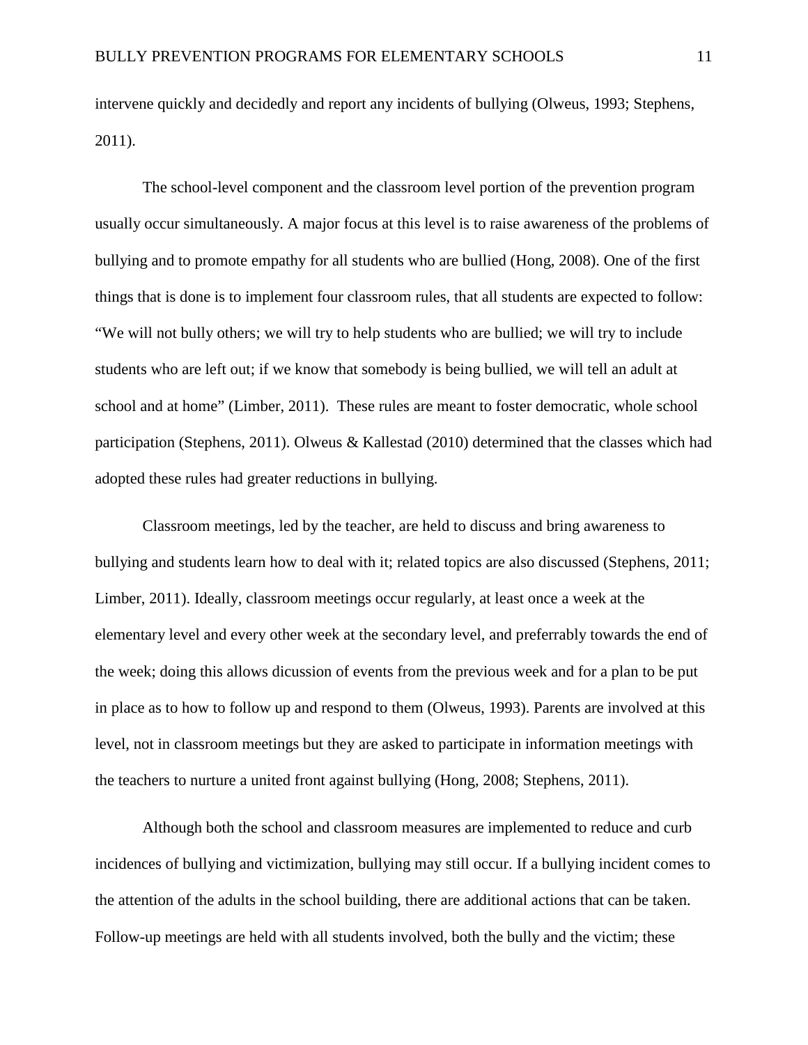intervene quickly and decidedly and report any incidents of bullying (Olweus, 1993; Stephens, 2011).

The school-level component and the classroom level portion of the prevention program usually occur simultaneously. A major focus at this level is to raise awareness of the problems of bullying and to promote empathy for all students who are bullied (Hong, 2008). One of the first things that is done is to implement four classroom rules, that all students are expected to follow: "We will not bully others; we will try to help students who are bullied; we will try to include students who are left out; if we know that somebody is being bullied, we will tell an adult at school and at home" (Limber, 2011). These rules are meant to foster democratic, whole school participation (Stephens, 2011). Olweus & Kallestad (2010) determined that the classes which had adopted these rules had greater reductions in bullying.

Classroom meetings, led by the teacher, are held to discuss and bring awareness to bullying and students learn how to deal with it; related topics are also discussed (Stephens, 2011; Limber, 2011). Ideally, classroom meetings occur regularly, at least once a week at the elementary level and every other week at the secondary level, and preferrably towards the end of the week; doing this allows dicussion of events from the previous week and for a plan to be put in place as to how to follow up and respond to them (Olweus, 1993). Parents are involved at this level, not in classroom meetings but they are asked to participate in information meetings with the teachers to nurture a united front against bullying (Hong, 2008; Stephens, 2011).

Although both the school and classroom measures are implemented to reduce and curb incidences of bullying and victimization, bullying may still occur. If a bullying incident comes to the attention of the adults in the school building, there are additional actions that can be taken. Follow-up meetings are held with all students involved, both the bully and the victim; these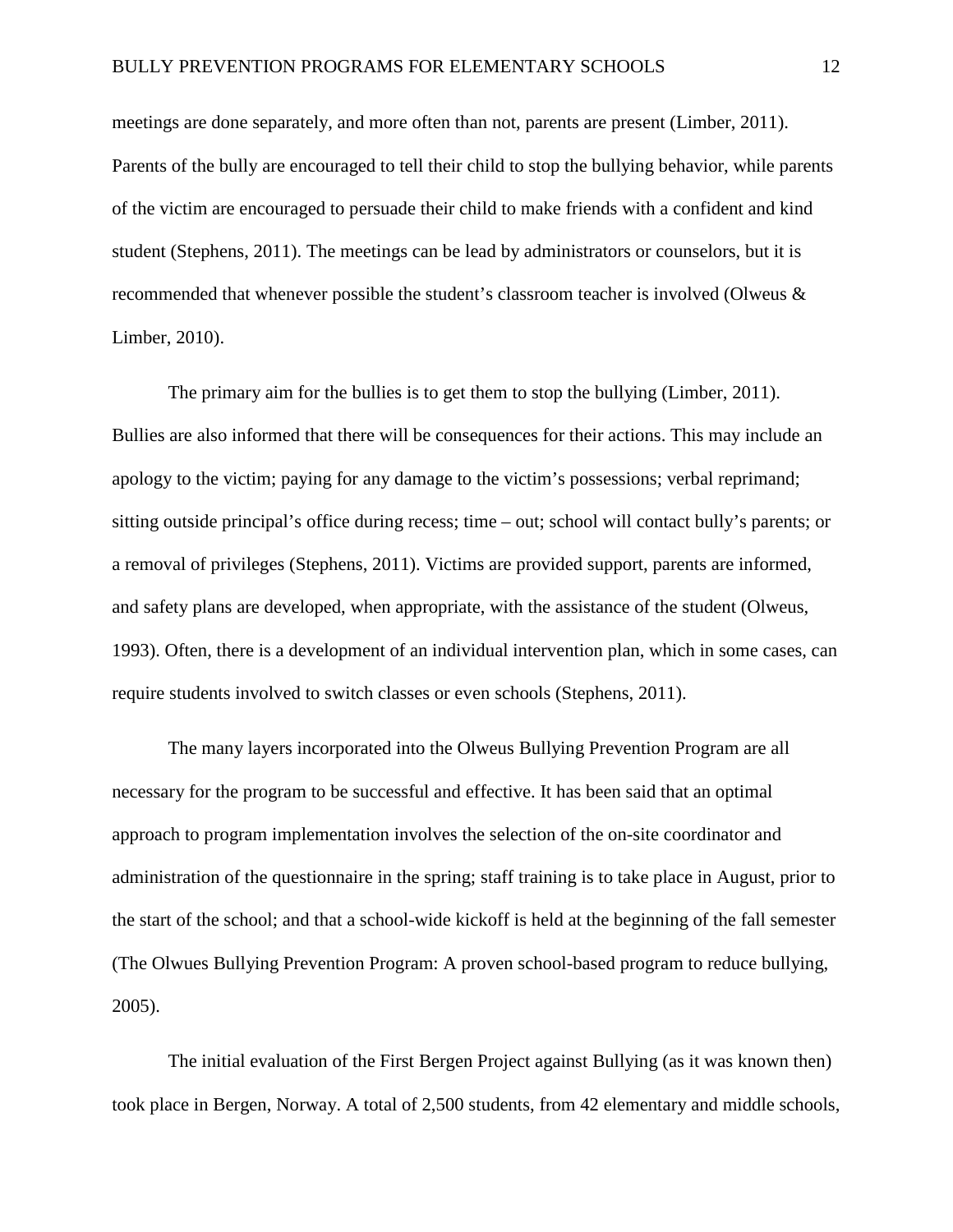meetings are done separately, and more often than not, parents are present (Limber, 2011). Parents of the bully are encouraged to tell their child to stop the bullying behavior, while parents of the victim are encouraged to persuade their child to make friends with a confident and kind student (Stephens, 2011). The meetings can be lead by administrators or counselors, but it is recommended that whenever possible the student's classroom teacher is involved (Olweus & Limber, 2010).

The primary aim for the bullies is to get them to stop the bullying (Limber, 2011). Bullies are also informed that there will be consequences for their actions. This may include an apology to the victim; paying for any damage to the victim's possessions; verbal reprimand; sitting outside principal's office during recess; time – out; school will contact bully's parents; or a removal of privileges (Stephens, 2011). Victims are provided support, parents are informed, and safety plans are developed, when appropriate, with the assistance of the student (Olweus, 1993). Often, there is a development of an individual intervention plan, which in some cases, can require students involved to switch classes or even schools (Stephens, 2011).

The many layers incorporated into the Olweus Bullying Prevention Program are all necessary for the program to be successful and effective. It has been said that an optimal approach to program implementation involves the selection of the on-site coordinator and administration of the questionnaire in the spring; staff training is to take place in August, prior to the start of the school; and that a school-wide kickoff is held at the beginning of the fall semester (The Olwues Bullying Prevention Program: A proven school-based program to reduce bullying, 2005).

The initial evaluation of the First Bergen Project against Bullying (as it was known then) took place in Bergen, Norway. A total of 2,500 students, from 42 elementary and middle schools,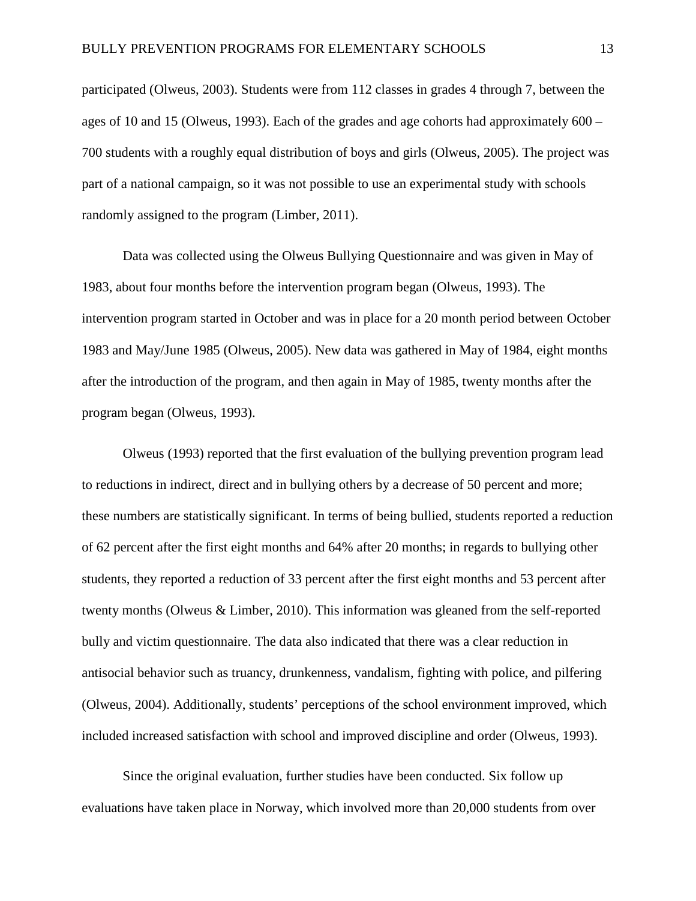participated (Olweus, 2003). Students were from 112 classes in grades 4 through 7, between the ages of 10 and 15 (Olweus, 1993). Each of the grades and age cohorts had approximately 600 – 700 students with a roughly equal distribution of boys and girls (Olweus, 2005). The project was part of a national campaign, so it was not possible to use an experimental study with schools randomly assigned to the program (Limber, 2011).

Data was collected using the Olweus Bullying Questionnaire and was given in May of 1983, about four months before the intervention program began (Olweus, 1993). The intervention program started in October and was in place for a 20 month period between October 1983 and May/June 1985 (Olweus, 2005). New data was gathered in May of 1984, eight months after the introduction of the program, and then again in May of 1985, twenty months after the program began (Olweus, 1993).

Olweus (1993) reported that the first evaluation of the bullying prevention program lead to reductions in indirect, direct and in bullying others by a decrease of 50 percent and more; these numbers are statistically significant. In terms of being bullied, students reported a reduction of 62 percent after the first eight months and 64% after 20 months; in regards to bullying other students, they reported a reduction of 33 percent after the first eight months and 53 percent after twenty months (Olweus & Limber, 2010). This information was gleaned from the self-reported bully and victim questionnaire. The data also indicated that there was a clear reduction in antisocial behavior such as truancy, drunkenness, vandalism, fighting with police, and pilfering (Olweus, 2004). Additionally, students' perceptions of the school environment improved, which included increased satisfaction with school and improved discipline and order (Olweus, 1993).

Since the original evaluation, further studies have been conducted. Six follow up evaluations have taken place in Norway, which involved more than 20,000 students from over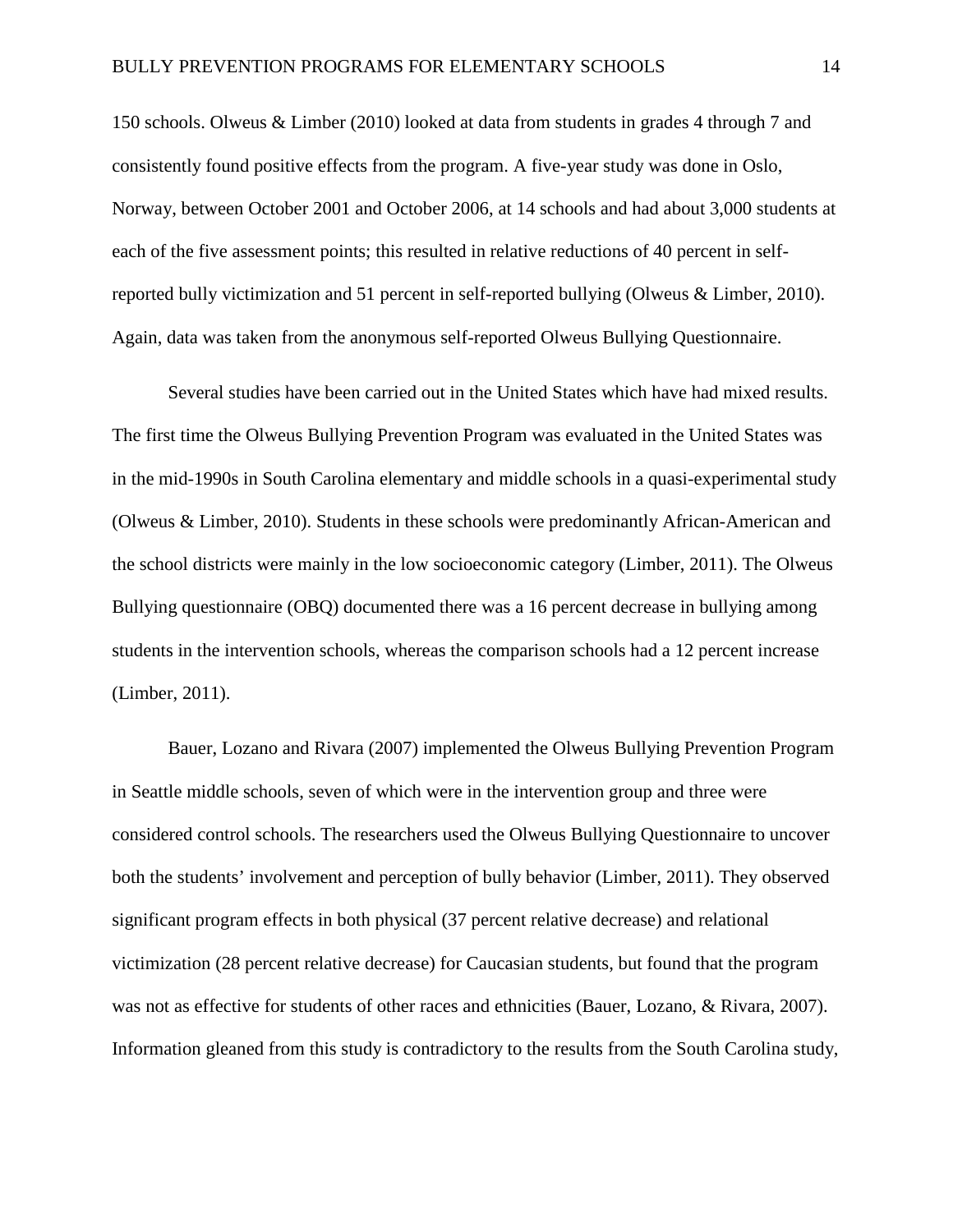150 schools. Olweus & Limber (2010) looked at data from students in grades 4 through 7 and consistently found positive effects from the program. A five-year study was done in Oslo, Norway, between October 2001 and October 2006, at 14 schools and had about 3,000 students at each of the five assessment points; this resulted in relative reductions of 40 percent in self-reported bully victimization and 51 percent in self-reported bullying (Olweus & Limber, 2010). Again, data was taken from the anonymous self-reported Olweus Bullying Questionnaire.

Several studies have been carried out in the United States which have had mixed results. The first time the Olweus Bullying Prevention Program was evaluated in the United States was in the mid-1990s in South Carolina elementary and middle schools in a quasi-experimental study (Olweus & Limber, 2010). Students in these schools were predominantly African-American and the school districts were mainly in the low socioeconomic category (Limber, 2011). The Olweus Bullying questionnaire (OBQ) documented there was a 16 percent decrease in bullying among students in the intervention schools, whereas the comparison schools had a 12 percent increase (Limber, 2011).

Bauer, Lozano and Rivara (2007) implemented the Olweus Bullying Prevention Program in Seattle middle schools, seven of which were in the intervention group and three were considered control schools. The researchers used the Olweus Bullying Questionnaire to uncover both the students' involvement and perception of bully behavior (Limber, 2011). They observed significant program effects in both physical (37 percent relative decrease) and relational victimization (28 percent relative decrease) for Caucasian students, but found that the program was not as effective for students of other races and ethnicities (Bauer, Lozano, & Rivara, 2007). Information gleaned from this study is contradictory to the results from the South Carolina study,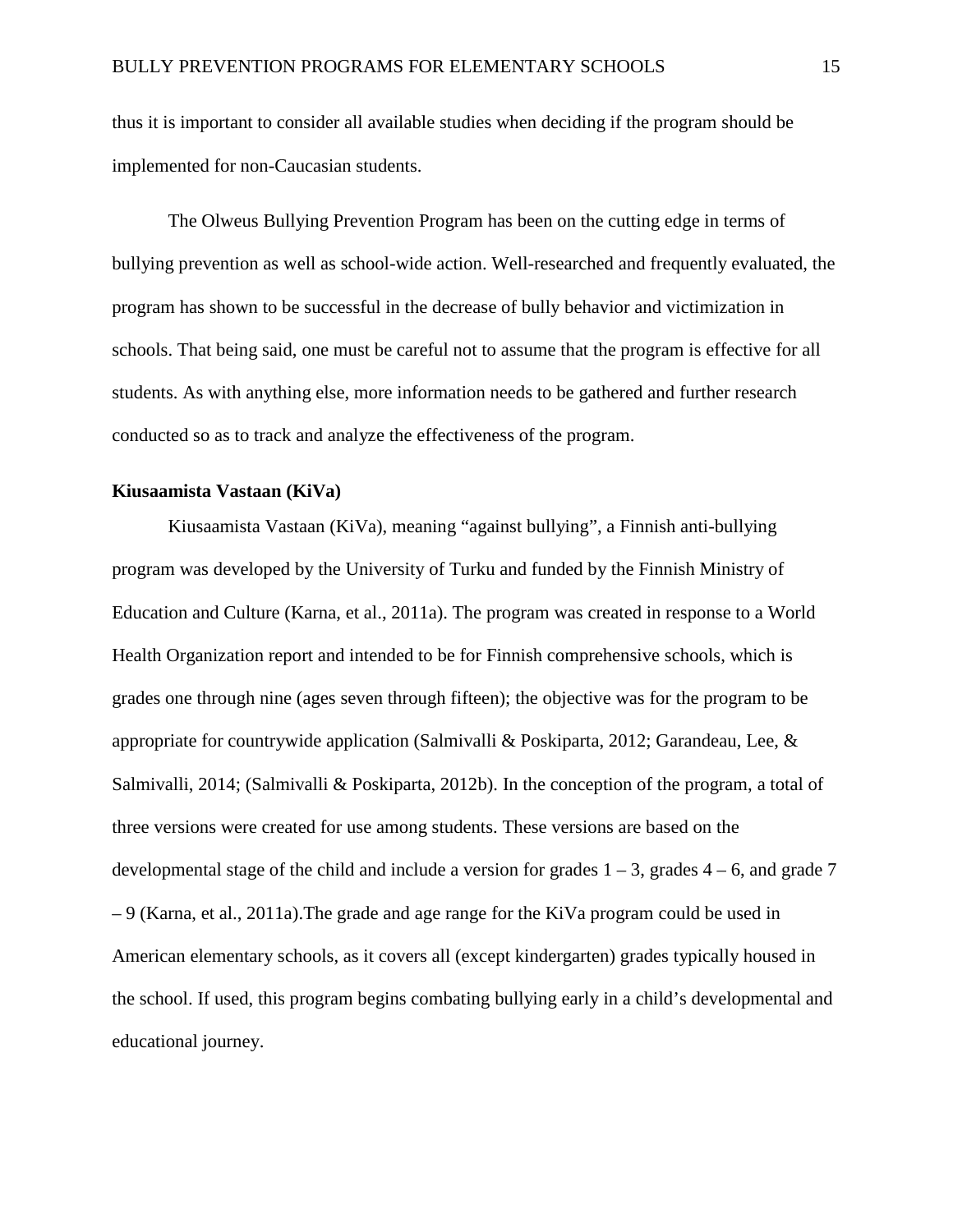thus it is important to consider all available studies when deciding if the program should be implemented for non-Caucasian students.

The Olweus Bullying Prevention Program has been on the cutting edge in terms of bullying prevention as well as school-wide action. Well-researched and frequently evaluated, the program has shown to be successful in the decrease of bully behavior and victimization in schools. That being said, one must be careful not to assume that the program is effective for all students. As with anything else, more information needs to be gathered and further research conducted so as to track and analyze the effectiveness of the program.

**Kiusaamista Vastaan (KiVa)**

Kiusaamista Vastaan (KiVa), meaning "against bullying", a Finnish anti-bullying program was developed by the University of Turku and funded by the Finnish Ministry of Education and Culture (Karna, et al., 2011a). The program was created in response to a World Health Organization report and intended to be for Finnish comprehensive schools, which is grades one through nine (ages seven through fifteen); the objective was for the program to be appropriate for countrywide application (Salmivalli & Poskiparta, 2012; Garandeau, Lee, & Salmivalli, 2014; (Salmivalli & Poskiparta, 2012b). In the conception of the program, a total of three versions were created for use among students. These versions are based on the developmental stage of the child and include a version for grades 1 – 3, grades 4 – 6, and grade 7 – 9 (Karna, et al., 2011a).The grade and age range for the KiVa program could be used in American elementary schools, as it covers all (except kindergarten) grades typically housed in the school. If used, this program begins combating bullying early in a child's developmental and educational journey.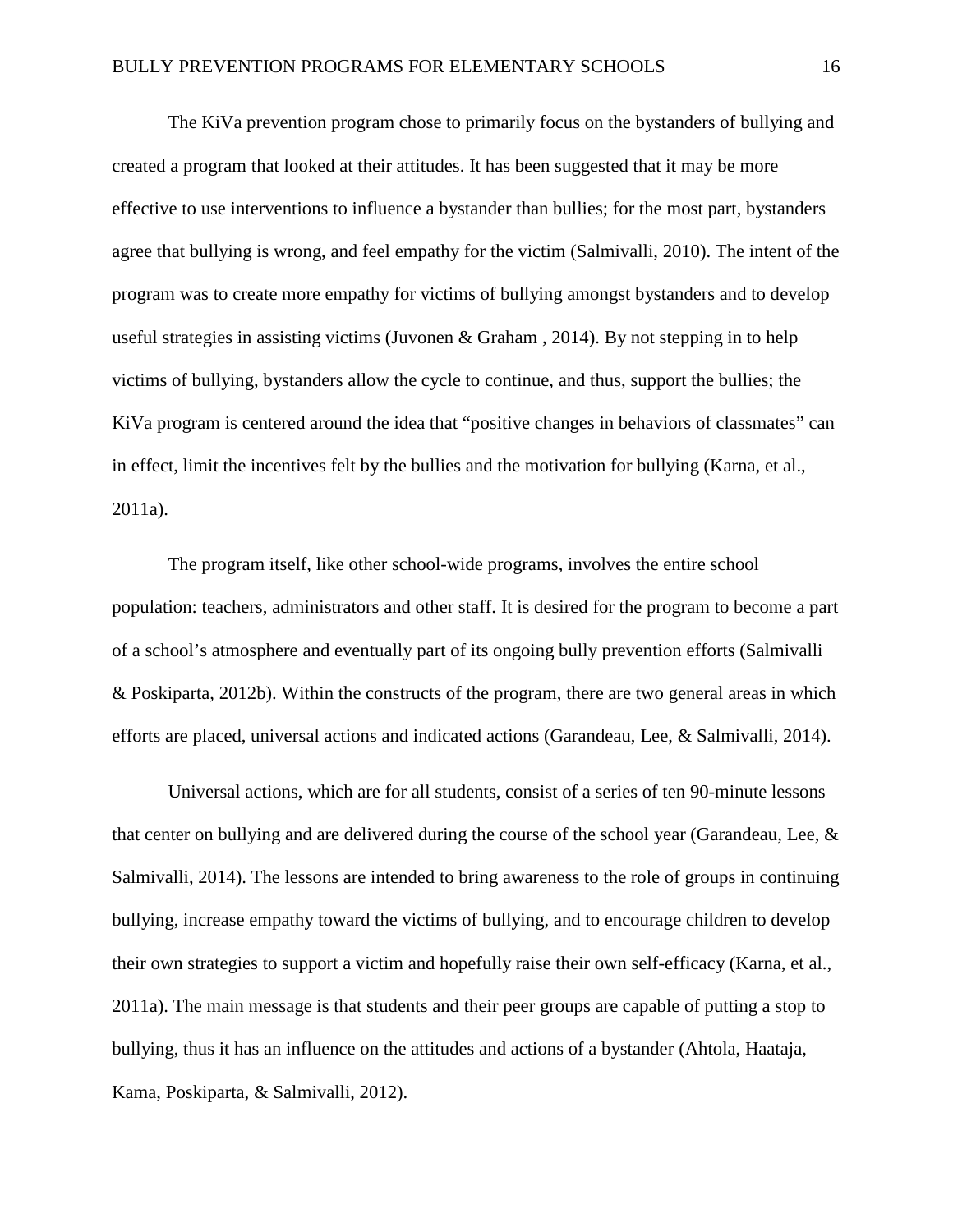The KiVa prevention program chose to primarily focus on the bystanders of bullying and created a program that looked at their attitudes. It has been suggested that it may be more effective to use interventions to influence a bystander than bullies; for the most part, bystanders agree that bullying is wrong, and feel empathy for the victim (Salmivalli, 2010). The intent of the program was to create more empathy for victims of bullying amongst bystanders and to develop useful strategies in assisting victims (Juvonen & Graham , 2014). By not stepping in to help victims of bullying, bystanders allow the cycle to continue, and thus, support the bullies; the KiVa program is centered around the idea that "positive changes in behaviors of classmates" can in effect, limit the incentives felt by the bullies and the motivation for bullying (Karna, et al., 2011a).

The program itself, like other school-wide programs, involves the entire school population: teachers, administrators and other staff. It is desired for the program to become a part of a school's atmosphere and eventually part of its ongoing bully prevention efforts (Salmivalli & Poskiparta, 2012b). Within the constructs of the program, there are two general areas in which efforts are placed, universal actions and indicated actions (Garandeau, Lee, & Salmivalli, 2014).

Universal actions, which are for all students, consist of a series of ten 90-minute lessons that center on bullying and are delivered during the course of the school year (Garandeau, Lee, & Salmivalli, 2014). The lessons are intended to bring awareness to the role of groups in continuing bullying, increase empathy toward the victims of bullying, and to encourage children to develop their own strategies to support a victim and hopefully raise their own self-efficacy (Karna, et al., 2011a). The main message is that students and their peer groups are capable of putting a stop to bullying, thus it has an influence on the attitudes and actions of a bystander (Ahtola, Haataja, Kama, Poskiparta, & Salmivalli, 2012).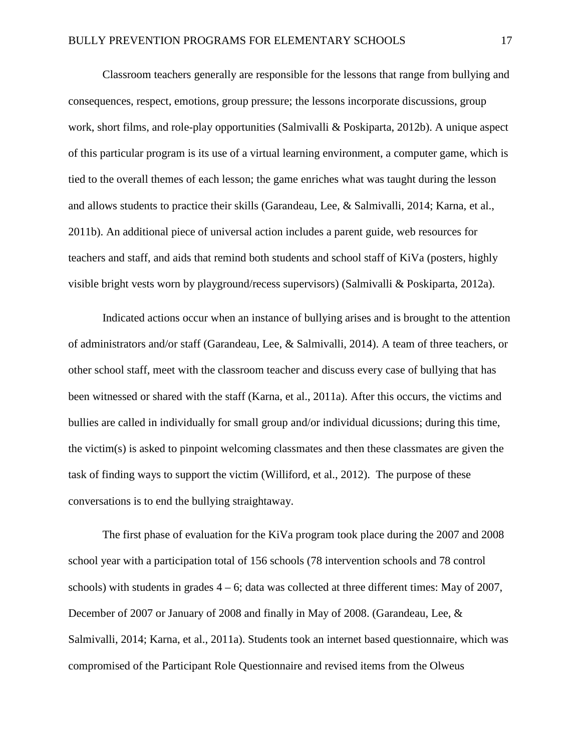Classroom teachers generally are responsible for the lessons that range from bullying and consequences, respect, emotions, group pressure; the lessons incorporate discussions, group work, short films, and role-play opportunities (Salmivalli & Poskiparta, 2012b). A unique aspect of this particular program is its use of a virtual learning environment, a computer game, which is tied to the overall themes of each lesson; the game enriches what was taught during the lesson and allows students to practice their skills (Garandeau, Lee, & Salmivalli, 2014; Karna, et al., 2011b). An additional piece of universal action includes a parent guide, web resources for teachers and staff, and aids that remind both students and school staff of KiVa (posters, highly visible bright vests worn by playground/recess supervisors) (Salmivalli & Poskiparta, 2012a).

Indicated actions occur when an instance of bullying arises and is brought to the attention of administrators and/or staff (Garandeau, Lee, & Salmivalli, 2014). A team of three teachers, or other school staff, meet with the classroom teacher and discuss every case of bullying that has been witnessed or shared with the staff (Karna, et al., 2011a). After this occurs, the victims and bullies are called in individually for small group and/or individual dicussions; during this time, the victim(s) is asked to pinpoint welcoming classmates and then these classmates are given the task of finding ways to support the victim (Williford, et al., 2012). The purpose of these conversations is to end the bullying straightaway.

The first phase of evaluation for the KiVa program took place during the 2007 and 2008 school year with a participation total of 156 schools (78 intervention schools and 78 control schools) with students in grades 4 – 6; data was collected at three different times: May of 2007, December of 2007 or January of 2008 and finally in May of 2008. (Garandeau, Lee, & Salmivalli, 2014; Karna, et al., 2011a). Students took an internet based questionnaire, which was compromised of the Participant Role Questionnaire and revised items from the Olweus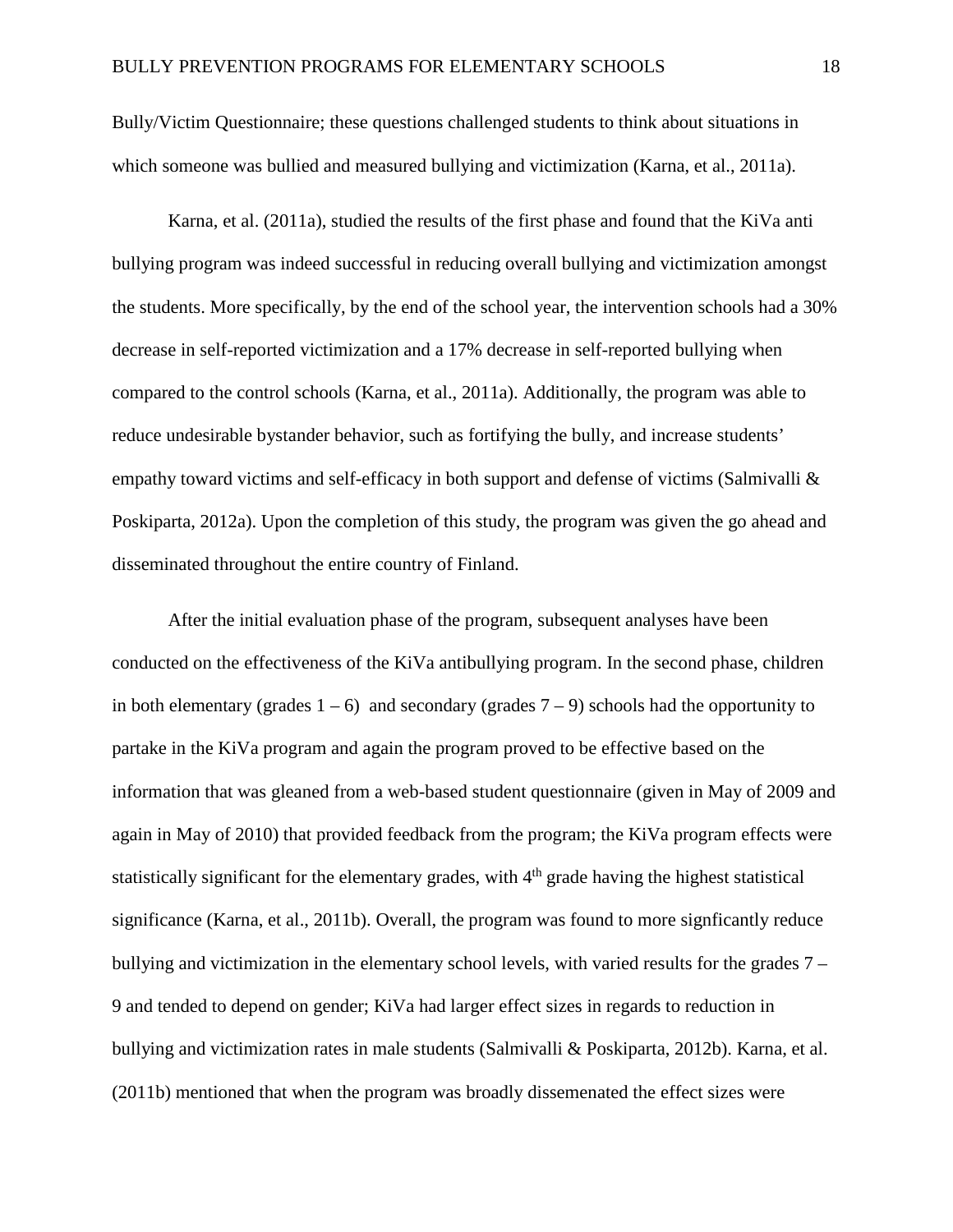Bully/Victim Questionnaire; these questions challenged students to think about situations in which someone was bullied and measured bullying and victimization (Karna, et al., 2011a).

Karna, et al. (2011a), studied the results of the first phase and found that the KiVa anti bullying program was indeed successful in reducing overall bullying and victimization amongst the students. More specifically, by the end of the school year, the intervention schools had a 30% decrease in self-reported victimization and a 17% decrease in self-reported bullying when compared to the control schools (Karna, et al., 2011a). Additionally, the program was able to reduce undesirable bystander behavior, such as fortifying the bully, and increase students' empathy toward victims and self-efficacy in both support and defense of victims (Salmivalli & Poskiparta, 2012a). Upon the completion of this study, the program was given the go ahead and disseminated throughout the entire country of Finland.

After the initial evaluation phase of the program, subsequent analyses have been conducted on the effectiveness of the KiVa antibullying program. In the second phase, children in both elementary (grades 1 – 6) and secondary (grades 7 – 9) schools had the opportunity to partake in the KiVa program and again the program proved to be effective based on the information that was gleaned from a web-based student questionnaire (given in May of 2009 and again in May of 2010) that provided feedback from the program; the KiVa program effects were statistically significant for the elementary grades, with 4th grade having the highest statistical significance (Karna, et al., 2011b). Overall, the program was found to more signficantly reduce bullying and victimization in the elementary school levels, with varied results for the grades 7 – 9 and tended to depend on gender; KiVa had larger effect sizes in regards to reduction in bullying and victimization rates in male students (Salmivalli & Poskiparta, 2012b). Karna, et al. (2011b) mentioned that when the program was broadly dissemenated the effect sizes were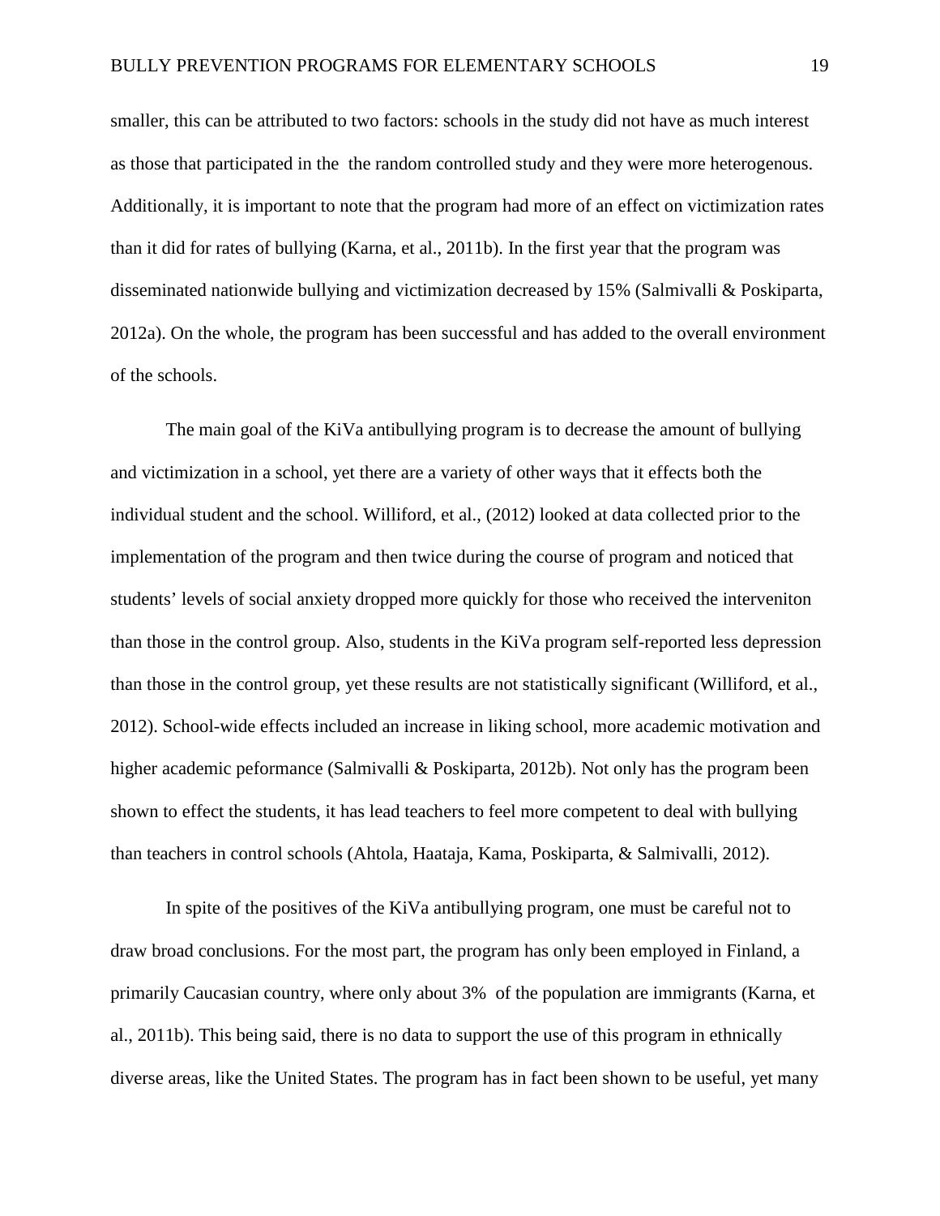smaller, this can be attributed to two factors: schools in the study did not have as much interest as those that participated in the  the random controlled study and they were more heterogenous. Additionally, it is important to note that the program had more of an effect on victimization rates than it did for rates of bullying (Karna, et al., 2011b). In the first year that the program was disseminated nationwide bullying and victimization decreased by 15% (Salmivalli & Poskiparta, 2012a). On the whole, the program has been successful and has added to the overall environment of the schools.

The main goal of the KiVa antibullying program is to decrease the amount of bullying and victimization in a school, yet there are a variety of other ways that it effects both the individual student and the school. Williford, et al., (2012) looked at data collected prior to the implementation of the program and then twice during the course of program and noticed that students' levels of social anxiety dropped more quickly for those who received the interveniton than those in the control group. Also, students in the KiVa program self-reported less depression than those in the control group, yet these results are not statistically significant (Williford, et al., 2012). School-wide effects included an increase in liking school, more academic motivation and higher academic peformance (Salmivalli & Poskiparta, 2012b). Not only has the program been shown to effect the students, it has lead teachers to feel more competent to deal with bullying than teachers in control schools (Ahtola, Haataja, Kama, Poskiparta, & Salmivalli, 2012).

In spite of the positives of the KiVa antibullying program, one must be careful not to draw broad conclusions. For the most part, the program has only been employed in Finland, a primarily Caucasian country, where only about 3%  of the population are immigrants (Karna, et al., 2011b). This being said, there is no data to support the use of this program in ethnically diverse areas, like the United States. The program has in fact been shown to be useful, yet many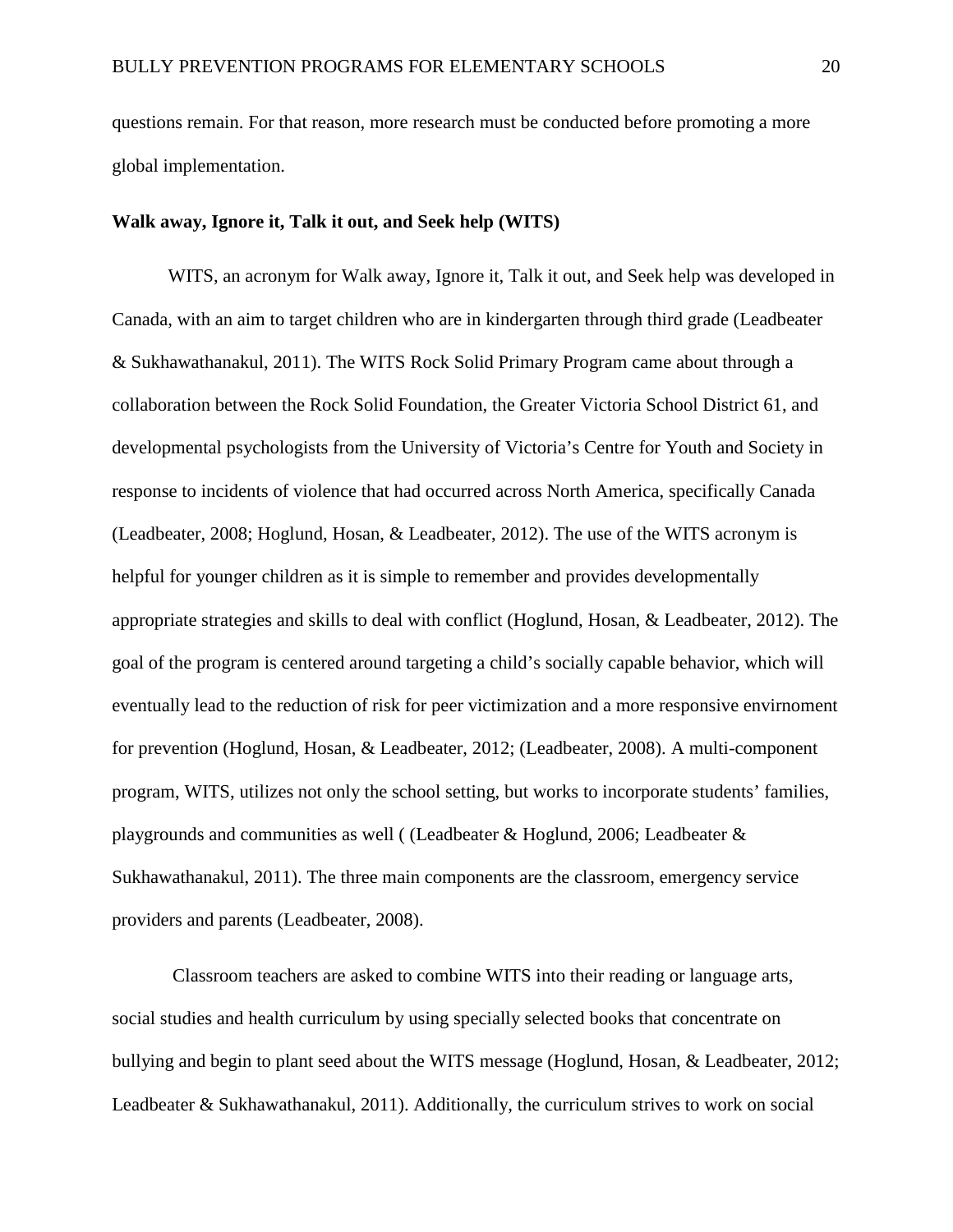questions remain. For that reason, more research must be conducted before promoting a more global implementation.

**Walk away, Ignore it, Talk it out, and Seek help (WITS)**

WITS, an acronym for Walk away, Ignore it, Talk it out, and Seek help was developed in Canada, with an aim to target children who are in kindergarten through third grade (Leadbeater & Sukhawathanakul, 2011). The WITS Rock Solid Primary Program came about through a collaboration between the Rock Solid Foundation, the Greater Victoria School District 61, and developmental psychologists from the University of Victoria's Centre for Youth and Society in response to incidents of violence that had occurred across North America, specifically Canada (Leadbeater, 2008; Hoglund, Hosan, & Leadbeater, 2012). The use of the WITS acronym is helpful for younger children as it is simple to remember and provides developmentally appropriate strategies and skills to deal with conflict (Hoglund, Hosan, & Leadbeater, 2012). The goal of the program is centered around targeting a child's socially capable behavior, which will eventually lead to the reduction of risk for peer victimization and a more responsive envirnoment for prevention (Hoglund, Hosan, & Leadbeater, 2012; (Leadbeater, 2008). A multi-component program, WITS, utilizes not only the school setting, but works to incorporate students' families, playgrounds and communities as well ( (Leadbeater & Hoglund, 2006; Leadbeater & Sukhawathanakul, 2011). The three main components are the classroom, emergency service providers and parents (Leadbeater, 2008).

Classroom teachers are asked to combine WITS into their reading or language arts, social studies and health curriculum by using specially selected books that concentrate on bullying and begin to plant seed about the WITS message (Hoglund, Hosan, & Leadbeater, 2012; Leadbeater & Sukhawathanakul, 2011). Additionally, the curriculum strives to work on social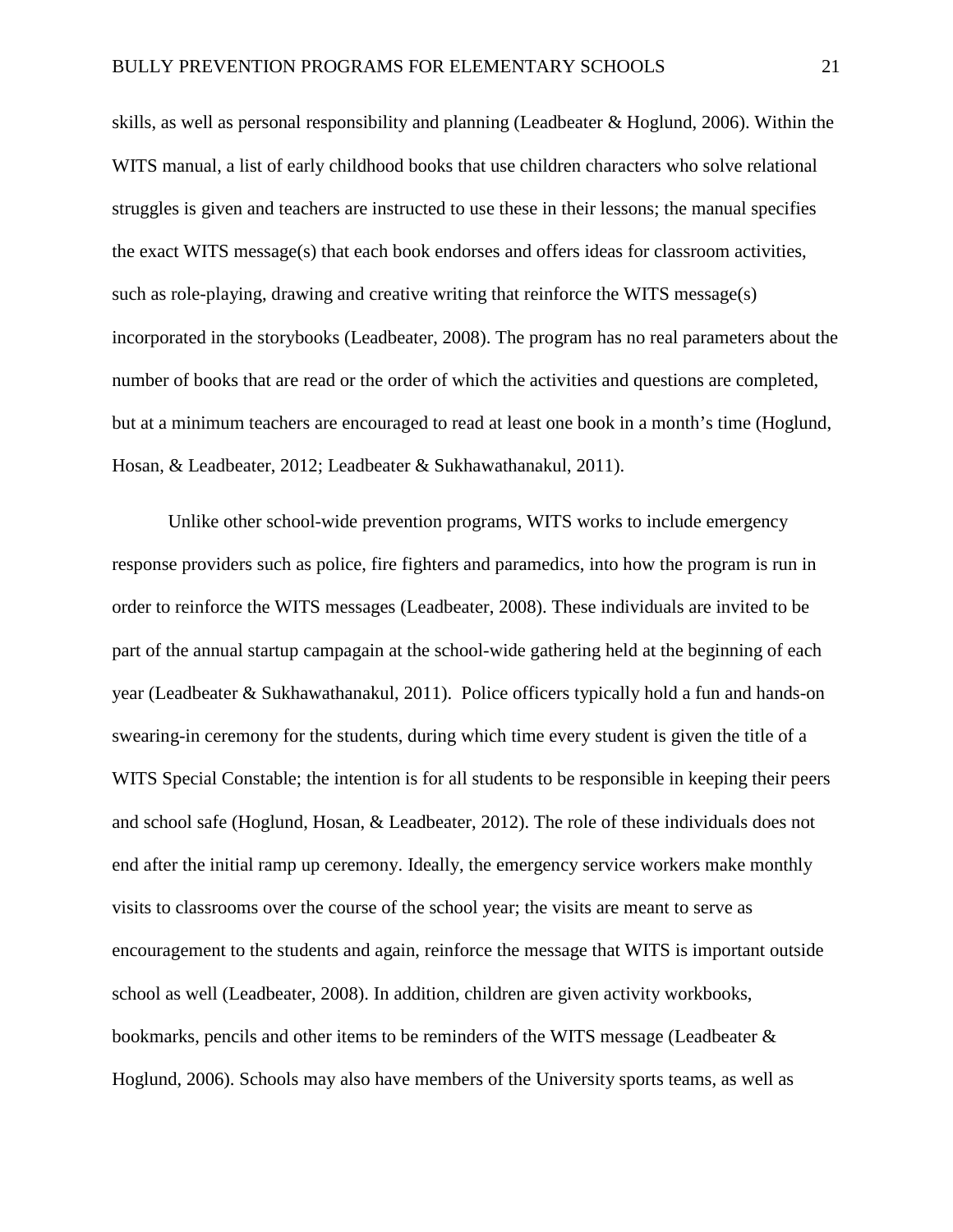skills, as well as personal responsibility and planning (Leadbeater & Hoglund, 2006). Within the WITS manual, a list of early childhood books that use children characters who solve relational struggles is given and teachers are instructed to use these in their lessons; the manual specifies the exact WITS message(s) that each book endorses and offers ideas for classroom activities, such as role-playing, drawing and creative writing that reinforce the WITS message(s) incorporated in the storybooks (Leadbeater, 2008). The program has no real parameters about the number of books that are read or the order of which the activities and questions are completed, but at a minimum teachers are encouraged to read at least one book in a month's time (Hoglund, Hosan, & Leadbeater, 2012; Leadbeater & Sukhawathanakul, 2011).

Unlike other school-wide prevention programs, WITS works to include emergency response providers such as police, fire fighters and paramedics, into how the program is run in order to reinforce the WITS messages (Leadbeater, 2008). These individuals are invited to be part of the annual startup campagain at the school-wide gathering held at the beginning of each year (Leadbeater & Sukhawathanakul, 2011). Police officers typically hold a fun and hands-on swearing-in ceremony for the students, during which time every student is given the title of a WITS Special Constable; the intention is for all students to be responsible in keeping their peers and school safe (Hoglund, Hosan, & Leadbeater, 2012). The role of these individuals does not end after the initial ramp up ceremony. Ideally, the emergency service workers make monthly visits to classrooms over the course of the school year; the visits are meant to serve as encouragement to the students and again, reinforce the message that WITS is important outside school as well (Leadbeater, 2008). In addition, children are given activity workbooks, bookmarks, pencils and other items to be reminders of the WITS message (Leadbeater & Hoglund, 2006). Schools may also have members of the University sports teams, as well as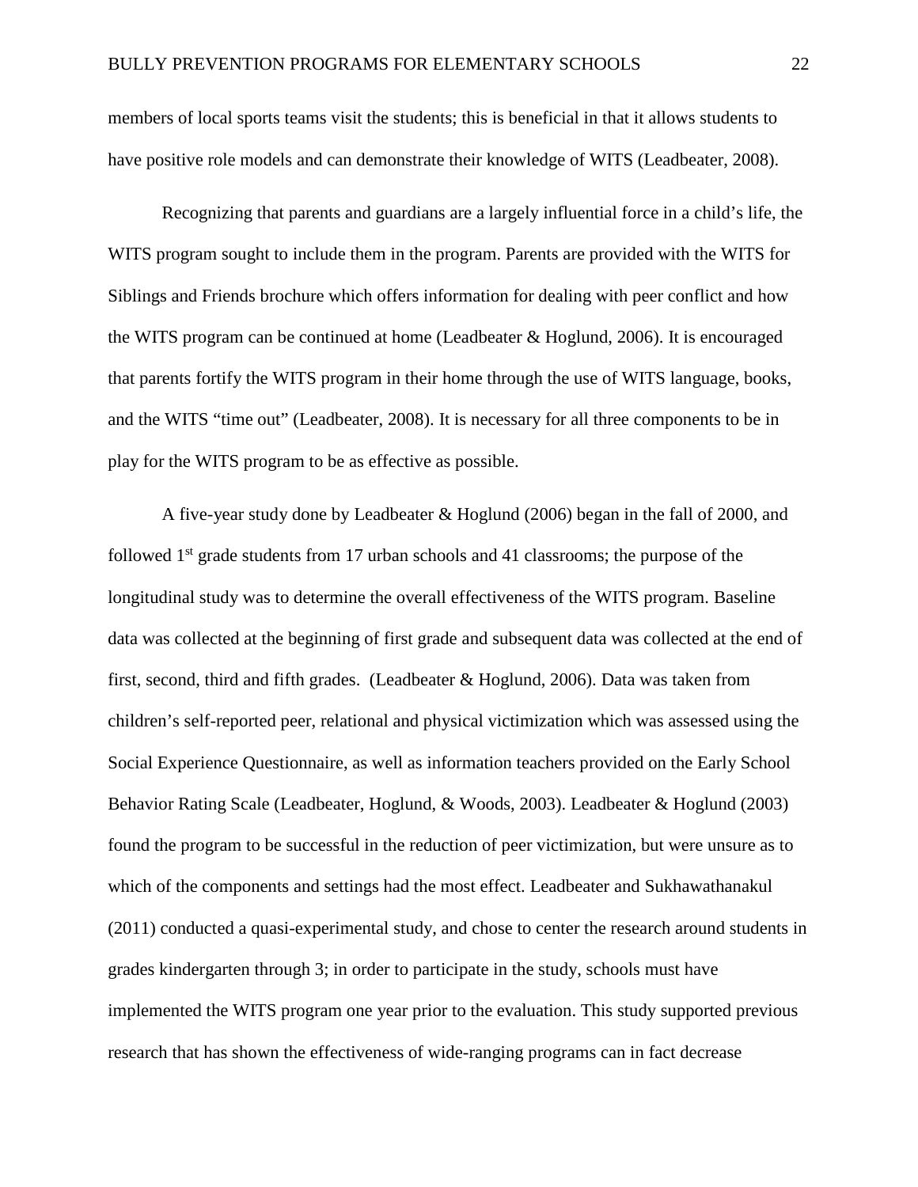members of local sports teams visit the students; this is beneficial in that it allows students to have positive role models and can demonstrate their knowledge of WITS (Leadbeater, 2008).

Recognizing that parents and guardians are a largely influential force in a child's life, the WITS program sought to include them in the program. Parents are provided with the WITS for Siblings and Friends brochure which offers information for dealing with peer conflict and how the WITS program can be continued at home (Leadbeater & Hoglund, 2006). It is encouraged that parents fortify the WITS program in their home through the use of WITS language, books, and the WITS "time out" (Leadbeater, 2008). It is necessary for all three components to be in play for the WITS program to be as effective as possible.

A five-year study done by Leadbeater & Hoglund (2006) began in the fall of 2000, and followed 1st grade students from 17 urban schools and 41 classrooms; the purpose of the longitudinal study was to determine the overall effectiveness of the WITS program. Baseline data was collected at the beginning of first grade and subsequent data was collected at the end of first, second, third and fifth grades. (Leadbeater & Hoglund, 2006). Data was taken from children's self-reported peer, relational and physical victimization which was assessed using the Social Experience Questionnaire, as well as information teachers provided on the Early School Behavior Rating Scale (Leadbeater, Hoglund, & Woods, 2003). Leadbeater & Hoglund (2003) found the program to be successful in the reduction of peer victimization, but were unsure as to which of the components and settings had the most effect. Leadbeater and Sukhawathanakul (2011) conducted a quasi-experimental study, and chose to center the research around students in grades kindergarten through 3; in order to participate in the study, schools must have implemented the WITS program one year prior to the evaluation. This study supported previous research that has shown the effectiveness of wide-ranging programs can in fact decrease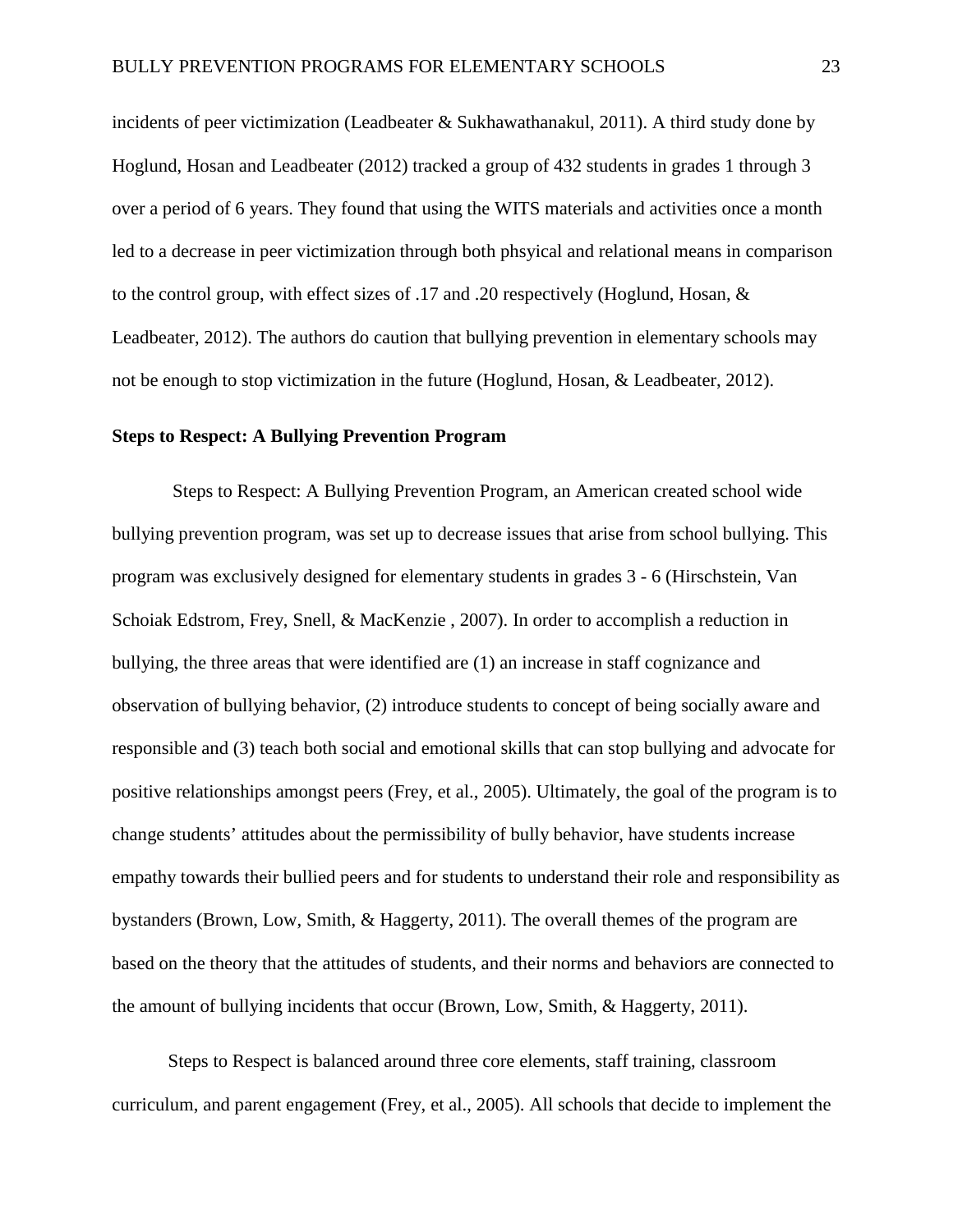incidents of peer victimization (Leadbeater & Sukhawathanakul, 2011). A third study done by Hoglund, Hosan and Leadbeater (2012) tracked a group of 432 students in grades 1 through 3 over a period of 6 years. They found that using the WITS materials and activities once a month led to a decrease in peer victimization through both phsyical and relational means in comparison to the control group, with effect sizes of .17 and .20 respectively (Hoglund, Hosan, & Leadbeater, 2012). The authors do caution that bullying prevention in elementary schools may not be enough to stop victimization in the future (Hoglund, Hosan, & Leadbeater, 2012).

**Steps to Respect: A Bullying Prevention Program**

Steps to Respect: A Bullying Prevention Program, an American created school wide bullying prevention program, was set up to decrease issues that arise from school bullying. This program was exclusively designed for elementary students in grades 3 - 6 (Hirschstein, Van Schoiak Edstrom, Frey, Snell, & MacKenzie , 2007). In order to accomplish a reduction in bullying, the three areas that were identified are (1) an increase in staff cognizance and observation of bullying behavior, (2) introduce students to concept of being socially aware and responsible and (3) teach both social and emotional skills that can stop bullying and advocate for positive relationships amongst peers (Frey, et al., 2005). Ultimately, the goal of the program is to change students' attitudes about the permissibility of bully behavior, have students increase empathy towards their bullied peers and for students to understand their role and responsibility as bystanders (Brown, Low, Smith, & Haggerty, 2011). The overall themes of the program are based on the theory that the attitudes of students, and their norms and behaviors are connected to the amount of bullying incidents that occur (Brown, Low, Smith, & Haggerty, 2011).

Steps to Respect is balanced around three core elements, staff training, classroom curriculum, and parent engagement (Frey, et al., 2005). All schools that decide to implement the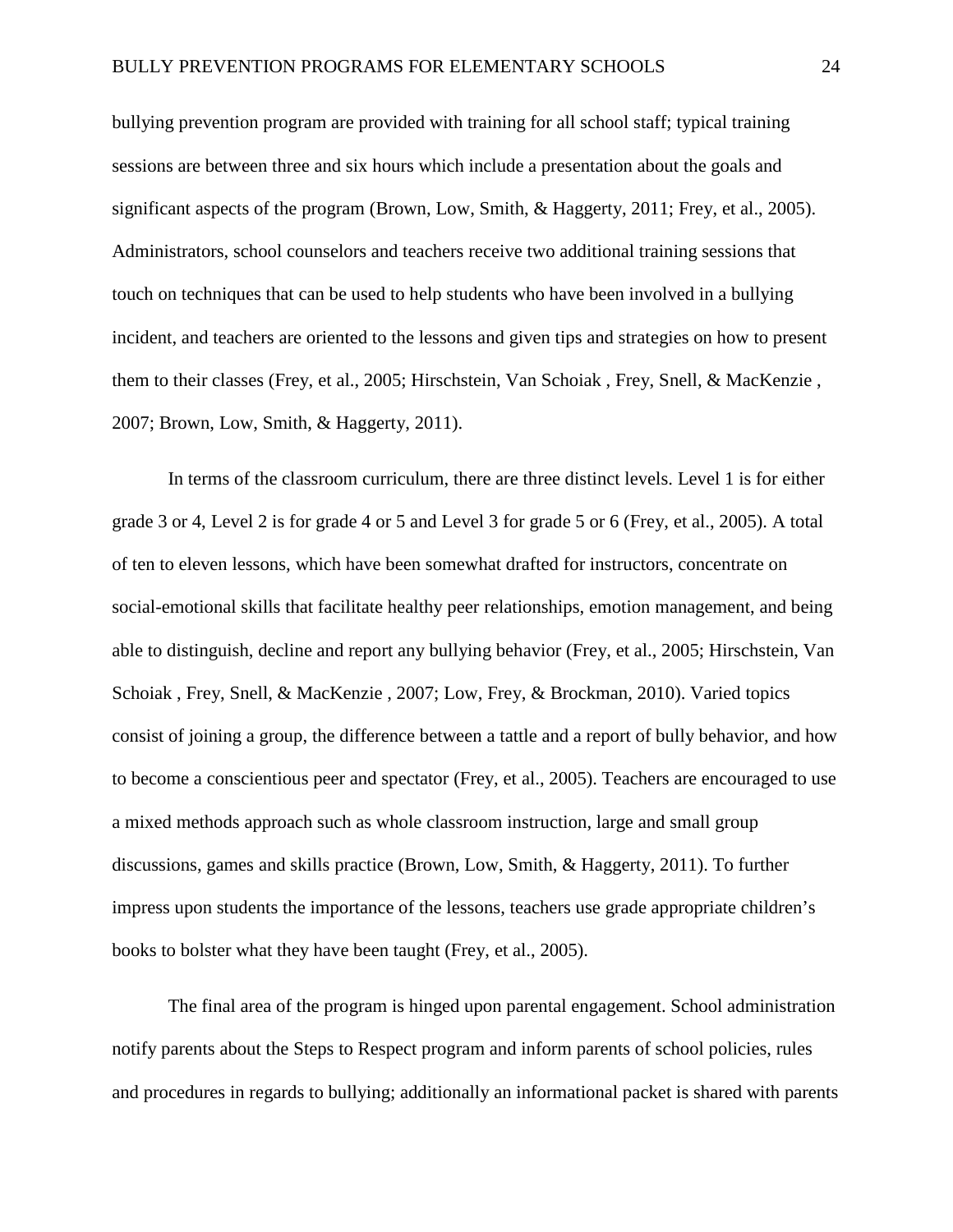bullying prevention program are provided with training for all school staff; typical training sessions are between three and six hours which include a presentation about the goals and significant aspects of the program (Brown, Low, Smith, & Haggerty, 2011; Frey, et al., 2005). Administrators, school counselors and teachers receive two additional training sessions that touch on techniques that can be used to help students who have been involved in a bullying incident, and teachers are oriented to the lessons and given tips and strategies on how to present them to their classes (Frey, et al., 2005; Hirschstein, Van Schoiak , Frey, Snell, & MacKenzie , 2007; Brown, Low, Smith, & Haggerty, 2011).

In terms of the classroom curriculum, there are three distinct levels. Level 1 is for either grade 3 or 4, Level 2 is for grade 4 or 5 and Level 3 for grade 5 or 6 (Frey, et al., 2005). A total of ten to eleven lessons, which have been somewhat drafted for instructors, concentrate on social-emotional skills that facilitate healthy peer relationships, emotion management, and being able to distinguish, decline and report any bullying behavior (Frey, et al., 2005; Hirschstein, Van Schoiak , Frey, Snell, & MacKenzie , 2007; Low, Frey, & Brockman, 2010). Varied topics consist of joining a group, the difference between a tattle and a report of bully behavior, and how to become a conscientious peer and spectator (Frey, et al., 2005). Teachers are encouraged to use a mixed methods approach such as whole classroom instruction, large and small group discussions, games and skills practice (Brown, Low, Smith, & Haggerty, 2011). To further impress upon students the importance of the lessons, teachers use grade appropriate children's books to bolster what they have been taught (Frey, et al., 2005).

The final area of the program is hinged upon parental engagement. School administration notify parents about the Steps to Respect program and inform parents of school policies, rules and procedures in regards to bullying; additionally an informational packet is shared with parents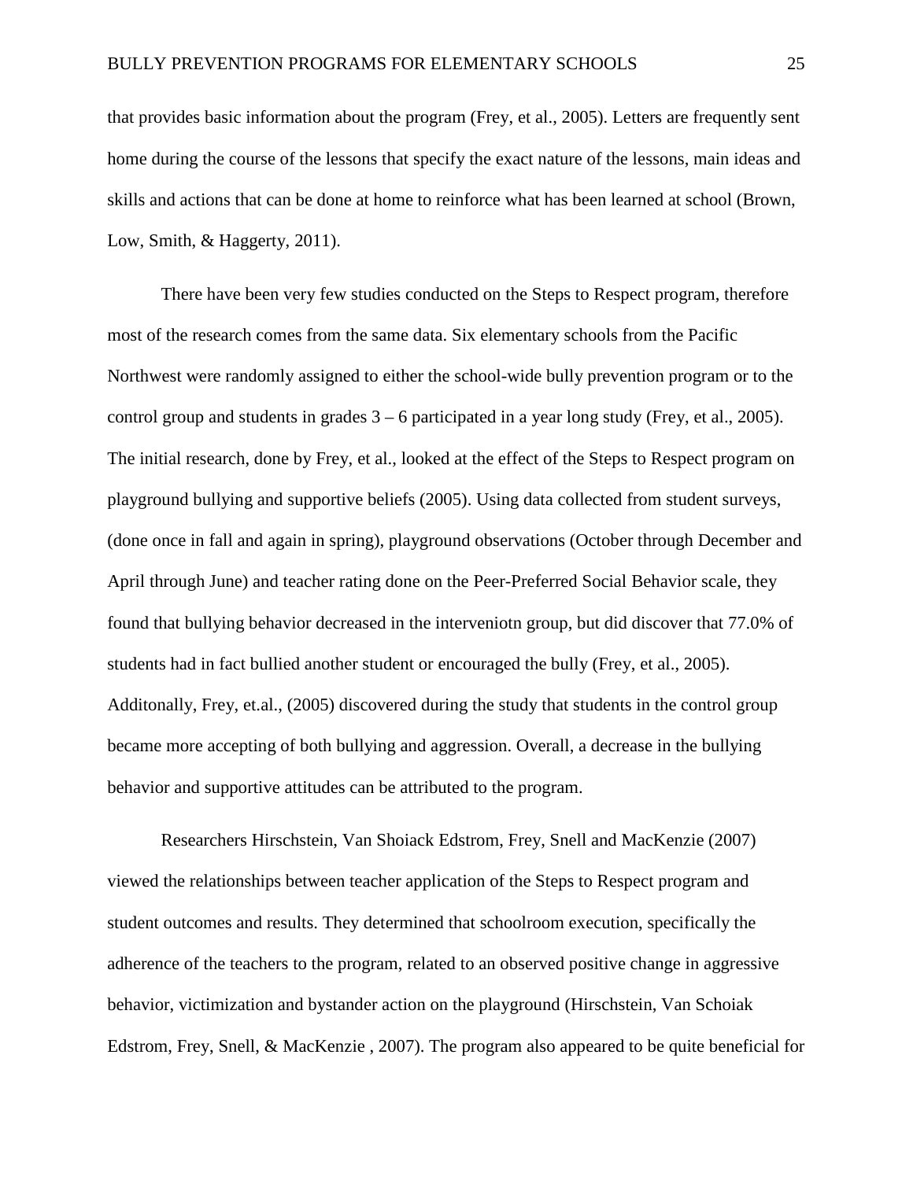that provides basic information about the program (Frey, et al., 2005). Letters are frequently sent home during the course of the lessons that specify the exact nature of the lessons, main ideas and skills and actions that can be done at home to reinforce what has been learned at school (Brown, Low, Smith, & Haggerty, 2011).

There have been very few studies conducted on the Steps to Respect program, therefore most of the research comes from the same data. Six elementary schools from the Pacific Northwest were randomly assigned to either the school-wide bully prevention program or to the control group and students in grades 3 – 6 participated in a year long study (Frey, et al., 2005). The initial research, done by Frey, et al., looked at the effect of the Steps to Respect program on playground bullying and supportive beliefs (2005). Using data collected from student surveys, (done once in fall and again in spring), playground observations (October through December and April through June) and teacher rating done on the Peer-Preferred Social Behavior scale, they found that bullying behavior decreased in the interveniotn group, but did discover that 77.0% of students had in fact bullied another student or encouraged the bully (Frey, et al., 2005). Additonally, Frey, et.al., (2005) discovered during the study that students in the control group became more accepting of both bullying and aggression. Overall, a decrease in the bullying behavior and supportive attitudes can be attributed to the program.

Researchers Hirschstein, Van Shoiack Edstrom, Frey, Snell and MacKenzie (2007) viewed the relationships between teacher application of the Steps to Respect program and student outcomes and results. They determined that schoolroom execution, specifically the adherence of the teachers to the program, related to an observed positive change in aggressive behavior, victimization and bystander action on the playground (Hirschstein, Van Schoiak Edstrom, Frey, Snell, & MacKenzie , 2007). The program also appeared to be quite beneficial for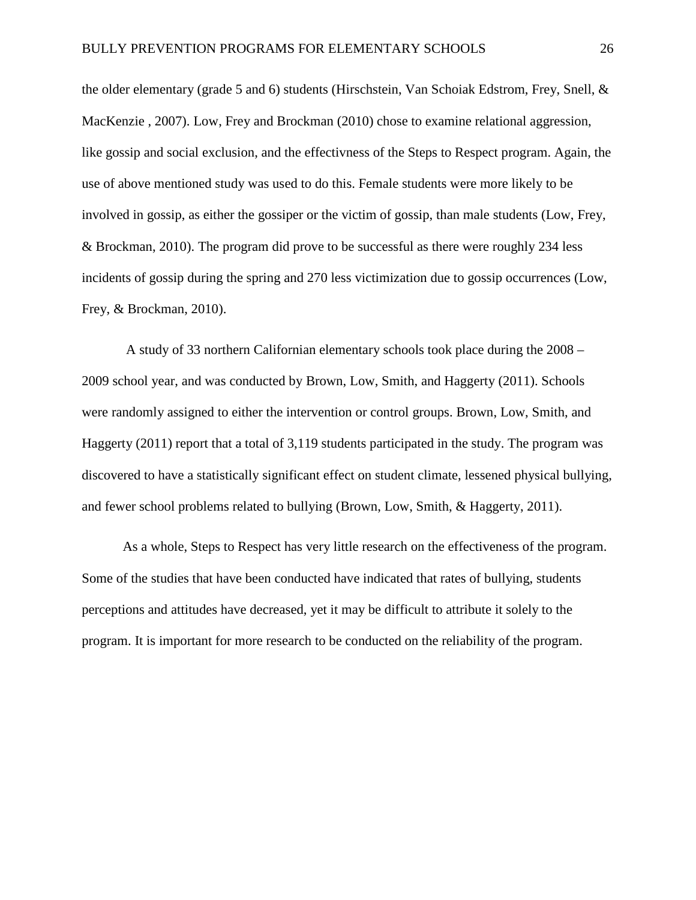the older elementary (grade 5 and 6) students (Hirschstein, Van Schoiak Edstrom, Frey, Snell, & MacKenzie , 2007). Low, Frey and Brockman (2010) chose to examine relational aggression, like gossip and social exclusion, and the effectivness of the Steps to Respect program. Again, the use of above mentioned study was used to do this. Female students were more likely to be involved in gossip, as either the gossiper or the victim of gossip, than male students (Low, Frey, & Brockman, 2010). The program did prove to be successful as there were roughly 234 less incidents of gossip during the spring and 270 less victimization due to gossip occurrences (Low, Frey, & Brockman, 2010).

A study of 33 northern Californian elementary schools took place during the 2008 – 2009 school year, and was conducted by Brown, Low, Smith, and Haggerty (2011). Schools were randomly assigned to either the intervention or control groups. Brown, Low, Smith, and Haggerty (2011) report that a total of 3,119 students participated in the study. The program was discovered to have a statistically significant effect on student climate, lessened physical bullying, and fewer school problems related to bullying (Brown, Low, Smith, & Haggerty, 2011).

As a whole, Steps to Respect has very little research on the effectiveness of the program. Some of the studies that have been conducted have indicated that rates of bullying, students perceptions and attitudes have decreased, yet it may be difficult to attribute it solely to the program. It is important for more research to be conducted on the reliability of the program.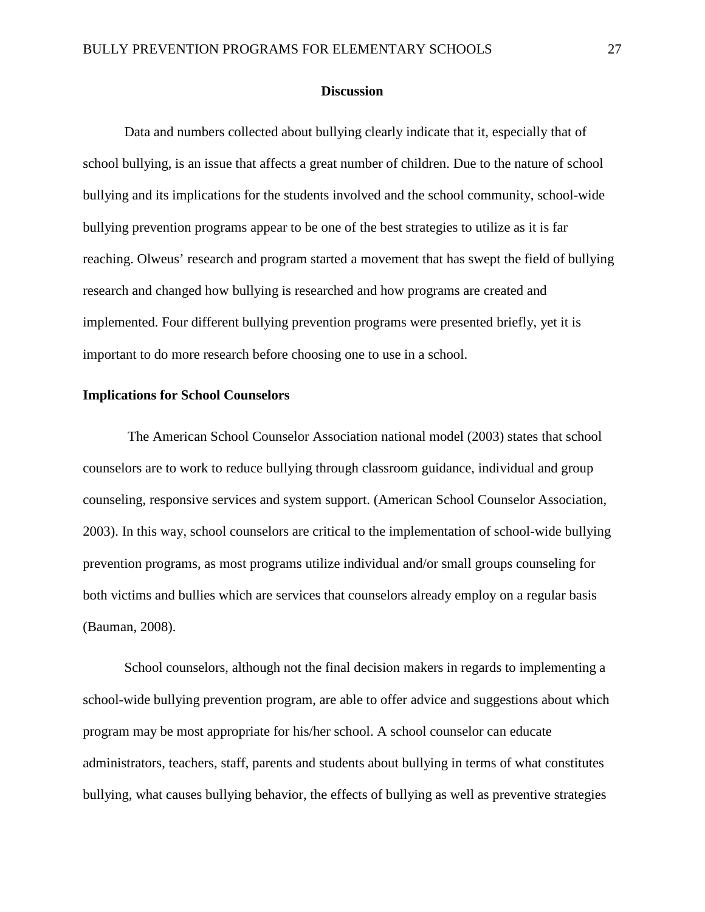## Discussion

Data and numbers collected about bullying clearly indicate that it, especially that of school bullying, is an issue that affects a great number of children. Due to the nature of school bullying and its implications for the students involved and the school community, school-wide bullying prevention programs appear to be one of the best strategies to utilize as it is far reaching. Olweus' research and program started a movement that has swept the field of bullying research and changed how bullying is researched and how programs are created and implemented. Four different bullying prevention programs were presented briefly, yet it is important to do more research before choosing one to use in a school.

### Implications for School Counselors

The American School Counselor Association national model (2003) states that school counselors are to work to reduce bullying through classroom guidance, individual and group counseling, responsive services and system support. (American School Counselor Association, 2003). In this way, school counselors are critical to the implementation of school-wide bullying prevention programs, as most programs utilize individual and/or small groups counseling for both victims and bullies which are services that counselors already employ on a regular basis (Bauman, 2008).

School counselors, although not the final decision makers in regards to implementing a school-wide bullying prevention program, are able to offer advice and suggestions about which program may be most appropriate for his/her school. A school counselor can educate administrators, teachers, staff, parents and students about bullying in terms of what constitutes bullying, what causes bullying behavior, the effects of bullying as well as preventive strategies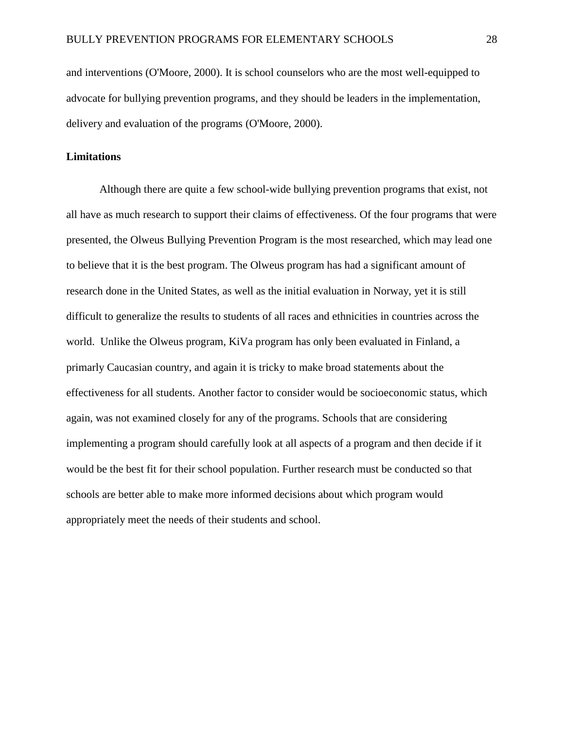and interventions (O'Moore, 2000). It is school counselors who are the most well-equipped to advocate for bullying prevention programs, and they should be leaders in the implementation, delivery and evaluation of the programs (O'Moore, 2000).

**Limitations**

Although there are quite a few school-wide bullying prevention programs that exist, not all have as much research to support their claims of effectiveness. Of the four programs that were presented, the Olweus Bullying Prevention Program is the most researched, which may lead one to believe that it is the best program. The Olweus program has had a significant amount of research done in the United States, as well as the initial evaluation in Norway, yet it is still difficult to generalize the results to students of all races and ethnicities in countries across the world. Unlike the Olweus program, KiVa program has only been evaluated in Finland, a primarly Caucasian country, and again it is tricky to make broad statements about the effectiveness for all students. Another factor to consider would be socioeconomic status, which again, was not examined closely for any of the programs. Schools that are considering implementing a program should carefully look at all aspects of a program and then decide if it would be the best fit for their school population. Further research must be conducted so that schools are better able to make more informed decisions about which program would appropriately meet the needs of their students and school.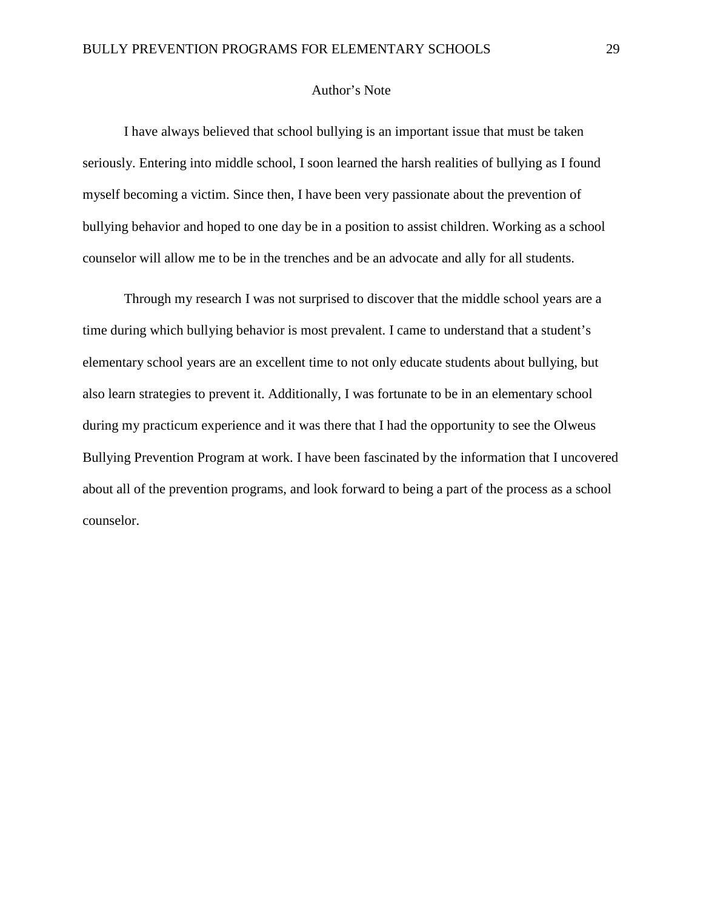# Author's Note

I have always believed that school bullying is an important issue that must be taken seriously. Entering into middle school, I soon learned the harsh realities of bullying as I found myself becoming a victim. Since then, I have been very passionate about the prevention of bullying behavior and hoped to one day be in a position to assist children. Working as a school counselor will allow me to be in the trenches and be an advocate and ally for all students.

Through my research I was not surprised to discover that the middle school years are a time during which bullying behavior is most prevalent. I came to understand that a student's elementary school years are an excellent time to not only educate students about bullying, but also learn strategies to prevent it. Additionally, I was fortunate to be in an elementary school during my practicum experience and it was there that I had the opportunity to see the Olweus Bullying Prevention Program at work. I have been fascinated by the information that I uncovered about all of the prevention programs, and look forward to being a part of the process as a school counselor.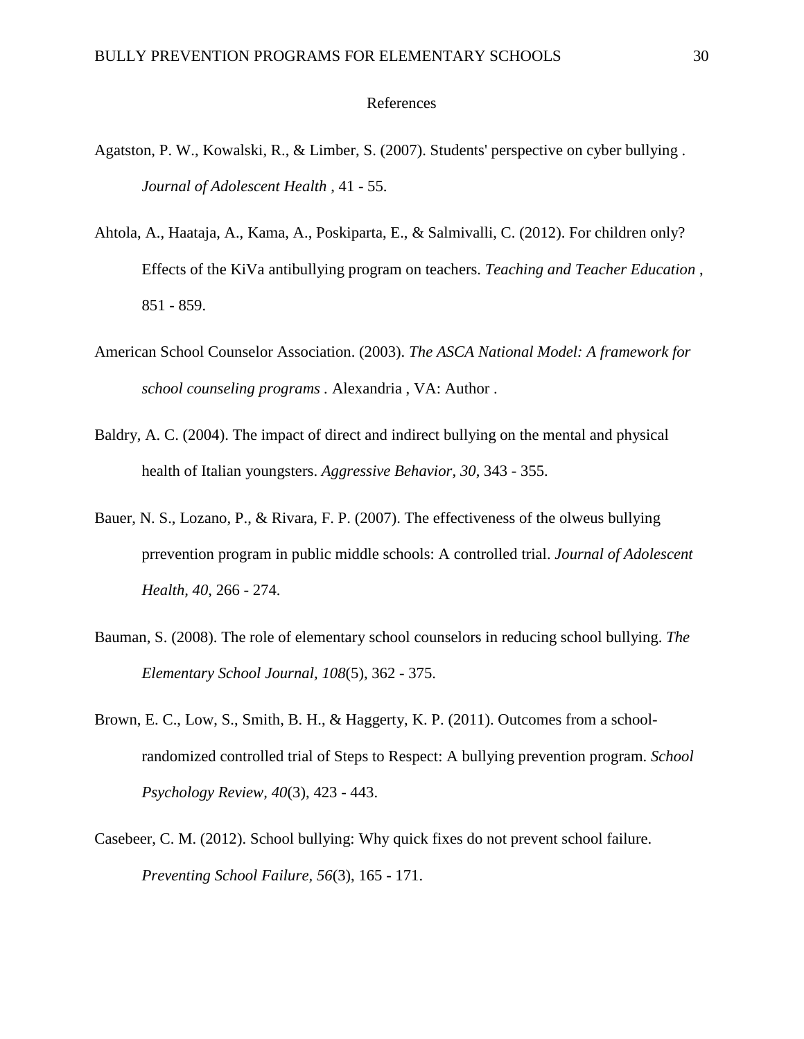# References

Agatston, P. W., Kowalski, R., & Limber, S. (2007). Students' perspective on cyber bullying . *Journal of Adolescent Health* , 41 - 55.

Ahtola, A., Haataja, A., Kama, A., Poskiparta, E., & Salmivalli, C. (2012). For children only? Effects of the KiVa antibullying program on teachers. *Teaching and Teacher Education* , 851 - 859.

American School Counselor Association. (2003). *The ASCA National Model: A framework for school counseling programs* . Alexandria , VA: Author .

Baldry, A. C. (2004). The impact of direct and indirect bullying on the mental and physical health of Italian youngsters. *Aggressive Behavior, 30*, 343 - 355.

Bauer, N. S., Lozano, P., & Rivara, F. P. (2007). The effectiveness of the olweus bullying prrevention program in public middle schools: A controlled trial. *Journal of Adolescent Health, 40*, 266 - 274.

Bauman, S. (2008). The role of elementary school counselors in reducing school bullying. *The Elementary School Journal, 108*(5), 362 - 375.

Brown, E. C., Low, S., Smith, B. H., & Haggerty, K. P. (2011). Outcomes from a school-randomized controlled trial of Steps to Respect: A bullying prevention program. *School Psychology Review, 40*(3), 423 - 443.

Casebeer, C. M. (2012). School bullying: Why quick fixes do not prevent school failure. *Preventing School Failure, 56*(3), 165 - 171.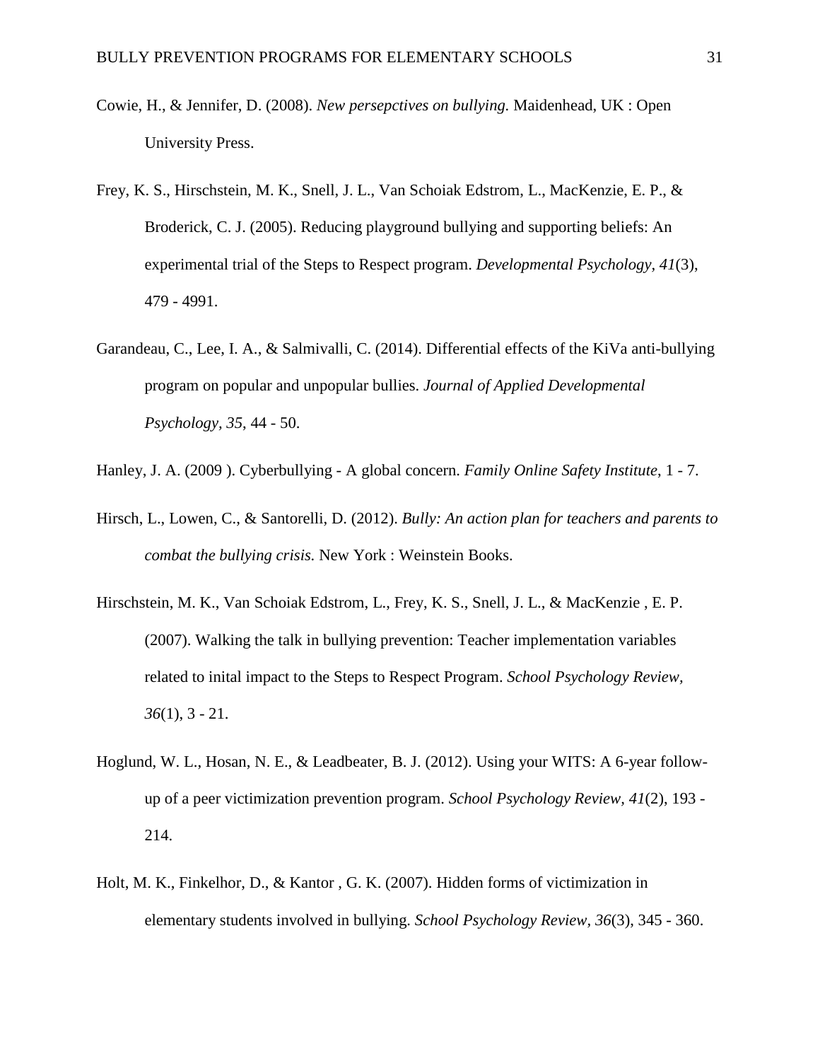Cowie, H., & Jennifer, D. (2008). *New persepctives on bullying.* Maidenhead, UK : Open University Press.

Frey, K. S., Hirschstein, M. K., Snell, J. L., Van Schoiak Edstrom, L., MacKenzie, E. P., & Broderick, C. J. (2005). Reducing playground bullying and supporting beliefs: An experimental trial of the Steps to Respect program. *Developmental Psychology, 41*(3), 479 - 4991.

Garandeau, C., Lee, I. A., & Salmivalli, C. (2014). Differential effects of the KiVa anti-bullying program on popular and unpopular bullies. *Journal of Applied Developmental Psychology, 35*, 44 - 50.

Hanley, J. A. (2009 ). Cyberbullying - A global concern. *Family Online Safety Institute*, 1 - 7.

Hirsch, L., Lowen, C., & Santorelli, D. (2012). *Bully: An action plan for teachers and parents to combat the bullying crisis.* New York : Weinstein Books.

Hirschstein, M. K., Van Schoiak Edstrom, L., Frey, K. S., Snell, J. L., & MacKenzie , E. P. (2007). Walking the talk in bullying prevention: Teacher implementation variables related to inital impact to the Steps to Respect Program. *School Psychology Review, 36*(1), 3 - 21.

Hoglund, W. L., Hosan, N. E., & Leadbeater, B. J. (2012). Using your WITS: A 6-year follow-up of a peer victimization prevention program. *School Psychology Review, 41*(2), 193 - 214.

Holt, M. K., Finkelhor, D., & Kantor , G. K. (2007). Hidden forms of victimization in elementary students involved in bullying. *School Psychology Review, 36*(3), 345 - 360.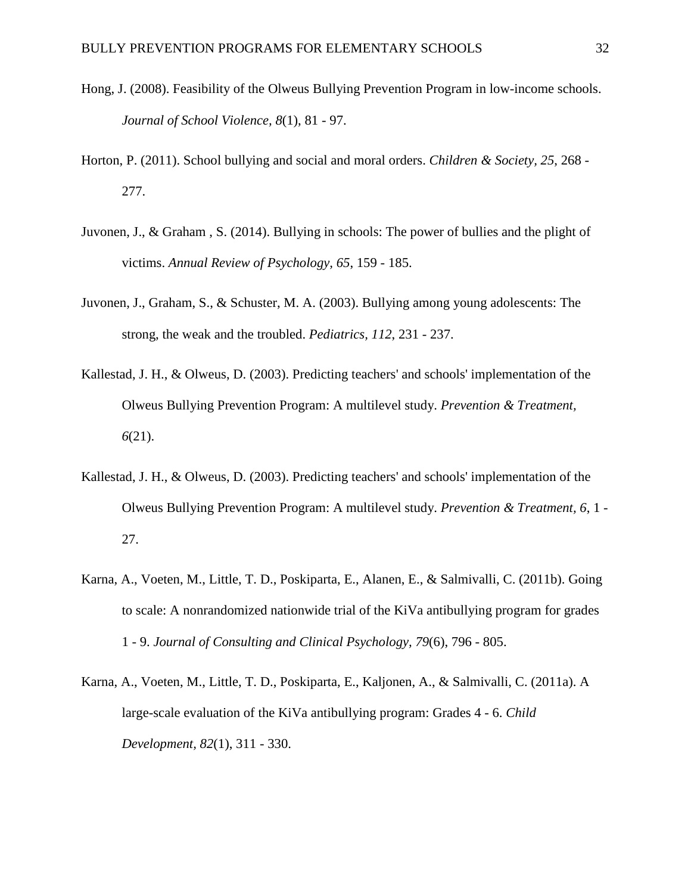Hong, J. (2008). Feasibility of the Olweus Bullying Prevention Program in low-income schools. *Journal of School Violence, 8*(1), 81 - 97.

Horton, P. (2011). School bullying and social and moral orders. *Children & Society, 25*, 268 - 277.

Juvonen, J., & Graham , S. (2014). Bullying in schools: The power of bullies and the plight of victims. *Annual Review of Psychology, 65*, 159 - 185.

Juvonen, J., Graham, S., & Schuster, M. A. (2003). Bullying among young adolescents: The strong, the weak and the troubled. *Pediatrics, 112*, 231 - 237.

Kallestad, J. H., & Olweus, D. (2003). Predicting teachers' and schools' implementation of the Olweus Bullying Prevention Program: A multilevel study. *Prevention & Treatment*, *6*(21).

Kallestad, J. H., & Olweus, D. (2003). Predicting teachers' and schools' implementation of the Olweus Bullying Prevention Program: A multilevel study. *Prevention & Treatment, 6*, 1 - 27.

Karna, A., Voeten, M., Little, T. D., Poskiparta, E., Alanen, E., & Salmivalli, C. (2011b). Going to scale: A nonrandomized nationwide trial of the KiVa antibullying program for grades 1 - 9. *Journal of Consulting and Clinical Psychology, 79*(6), 796 - 805.

Karna, A., Voeten, M., Little, T. D., Poskiparta, E., Kaljonen, A., & Salmivalli, C. (2011a). A large-scale evaluation of the KiVa antibullying program: Grades 4 - 6. *Child Development, 82*(1), 311 - 330.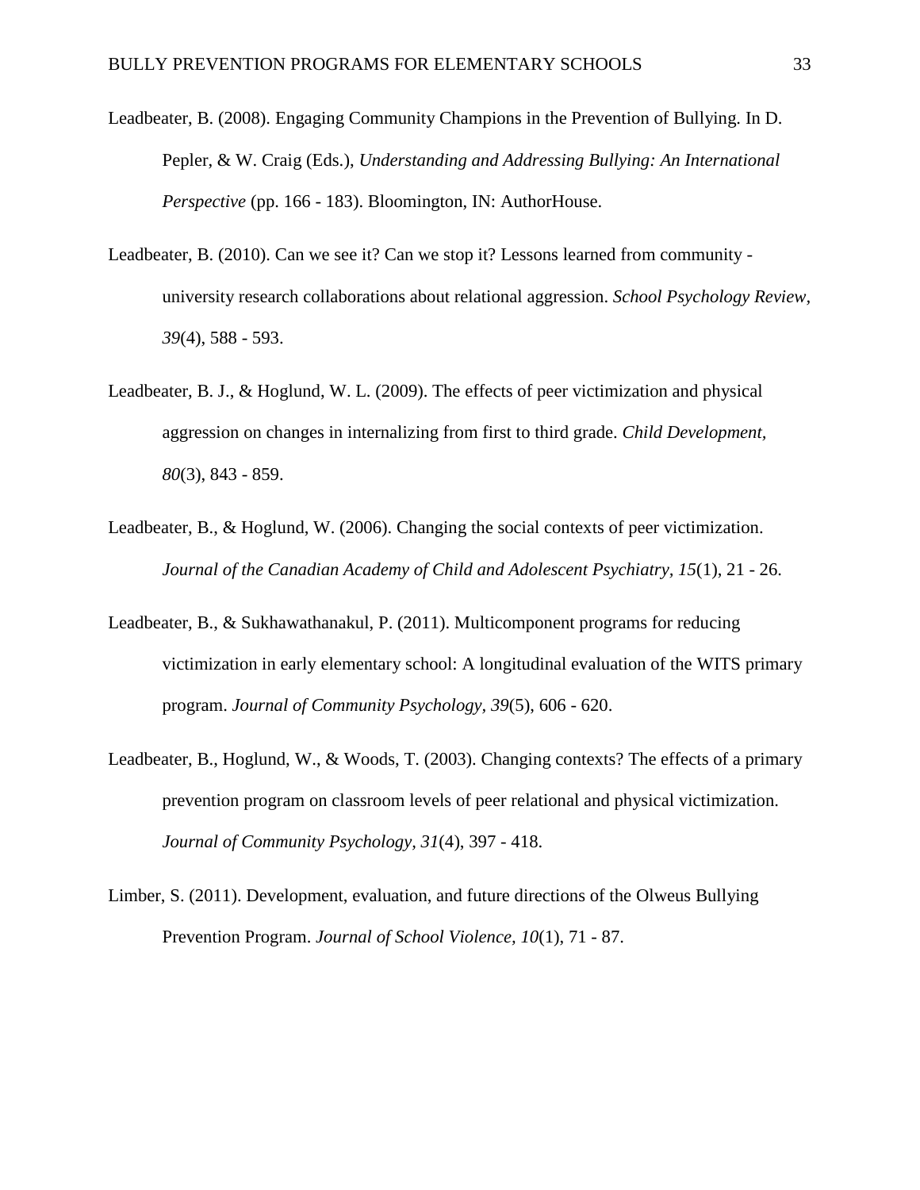Leadbeater, B. (2008). Engaging Community Champions in the Prevention of Bullying. In D. Pepler, & W. Craig (Eds.), *Understanding and Addressing Bullying: An International Perspective* (pp. 166 - 183). Bloomington, IN: AuthorHouse.

Leadbeater, B. (2010). Can we see it? Can we stop it? Lessons learned from community - university research collaborations about relational aggression. *School Psychology Review, 39*(4), 588 - 593.

Leadbeater, B. J., & Hoglund, W. L. (2009). The effects of peer victimization and physical aggression on changes in internalizing from first to third grade. *Child Development, 80*(3), 843 - 859.

Leadbeater, B., & Hoglund, W. (2006). Changing the social contexts of peer victimization. *Journal of the Canadian Academy of Child and Adolescent Psychiatry, 15*(1), 21 - 26.

Leadbeater, B., & Sukhawathanakul, P. (2011). Multicomponent programs for reducing victimization in early elementary school: A longitudinal evaluation of the WITS primary program. *Journal of Community Psychology, 39*(5), 606 - 620.

Leadbeater, B., Hoglund, W., & Woods, T. (2003). Changing contexts? The effects of a primary prevention program on classroom levels of peer relational and physical victimization. *Journal of Community Psychology, 31*(4), 397 - 418.

Limber, S. (2011). Development, evaluation, and future directions of the Olweus Bullying Prevention Program. *Journal of School Violence, 10*(1), 71 - 87.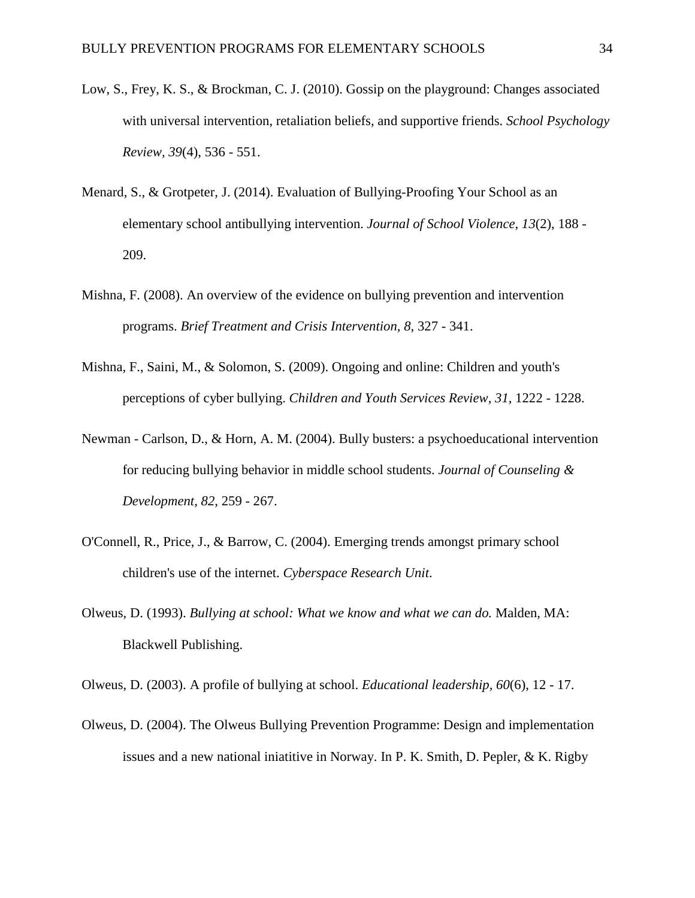Low, S., Frey, K. S., & Brockman, C. J. (2010). Gossip on the playground: Changes associated with universal intervention, retaliation beliefs, and supportive friends. *School Psychology Review, 39*(4), 536 - 551.

Menard, S., & Grotpeter, J. (2014). Evaluation of Bullying-Proofing Your School as an elementary school antibullying intervention. *Journal of School Violence, 13*(2), 188 - 209.

Mishna, F. (2008). An overview of the evidence on bullying prevention and intervention programs. *Brief Treatment and Crisis Intervention, 8*, 327 - 341.

Mishna, F., Saini, M., & Solomon, S. (2009). Ongoing and online: Children and youth's perceptions of cyber bullying. *Children and Youth Services Review, 31*, 1222 - 1228.

Newman - Carlson, D., & Horn, A. M. (2004). Bully busters: a psychoeducational intervention for reducing bullying behavior in middle school students. *Journal of Counseling & Development, 82*, 259 - 267.

O'Connell, R., Price, J., & Barrow, C. (2004). Emerging trends amongst primary school children's use of the internet. *Cyberspace Research Unit*.

Olweus, D. (1993). *Bullying at school: What we know and what we can do.* Malden, MA: Blackwell Publishing.

Olweus, D. (2003). A profile of bullying at school. *Educational leadership, 60*(6), 12 - 17.

Olweus, D. (2004). The Olweus Bullying Prevention Programme: Design and implementation issues and a new national iniatitive in Norway. In P. K. Smith, D. Pepler, & K. Rigby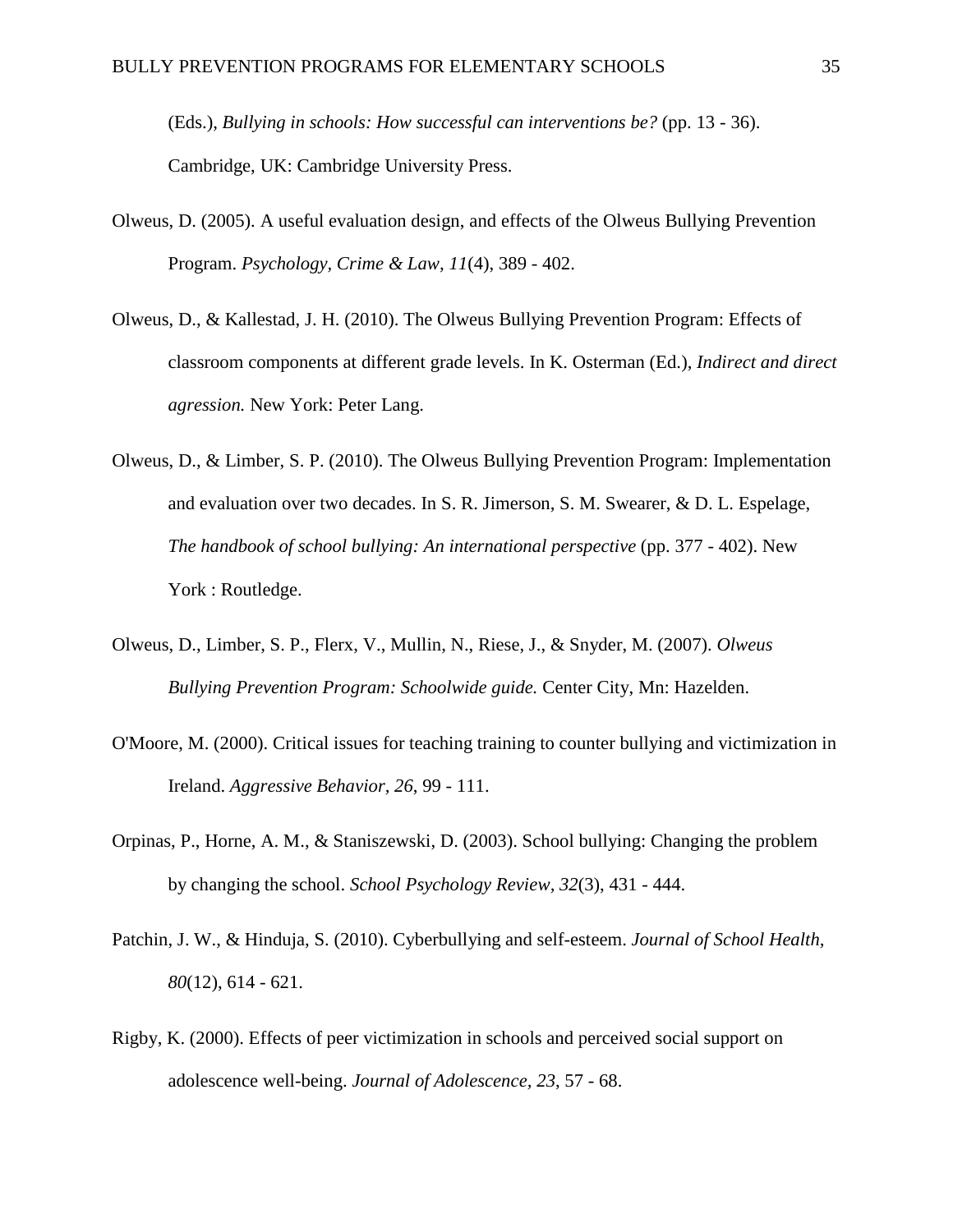(Eds.), *Bullying in schools: How successful can interventions be?* (pp. 13 - 36). Cambridge, UK: Cambridge University Press.

Olweus, D. (2005). A useful evaluation design, and effects of the Olweus Bullying Prevention Program. *Psychology, Crime & Law, 11*(4), 389 - 402.

Olweus, D., & Kallestad, J. H. (2010). The Olweus Bullying Prevention Program: Effects of classroom components at different grade levels. In K. Osterman (Ed.), *Indirect and direct agression.* New York: Peter Lang.

Olweus, D., & Limber, S. P. (2010). The Olweus Bullying Prevention Program: Implementation and evaluation over two decades. In S. R. Jimerson, S. M. Swearer, & D. L. Espelage, *The handbook of school bullying: An international perspective* (pp. 377 - 402). New York : Routledge.

Olweus, D., Limber, S. P., Flerx, V., Mullin, N., Riese, J., & Snyder, M. (2007). *Olweus Bullying Prevention Program: Schoolwide guide.* Center City, Mn: Hazelden.

O'Moore, M. (2000). Critical issues for teaching training to counter bullying and victimization in Ireland. *Aggressive Behavior, 26*, 99 - 111.

Orpinas, P., Horne, A. M., & Staniszewski, D. (2003). School bullying: Changing the problem by changing the school. *School Psychology Review, 32*(3), 431 - 444.

Patchin, J. W., & Hinduja, S. (2010). Cyberbullying and self-esteem. *Journal of School Health, 80*(12), 614 - 621.

Rigby, K. (2000). Effects of peer victimization in schools and perceived social support on adolescence well-being. *Journal of Adolescence, 23*, 57 - 68.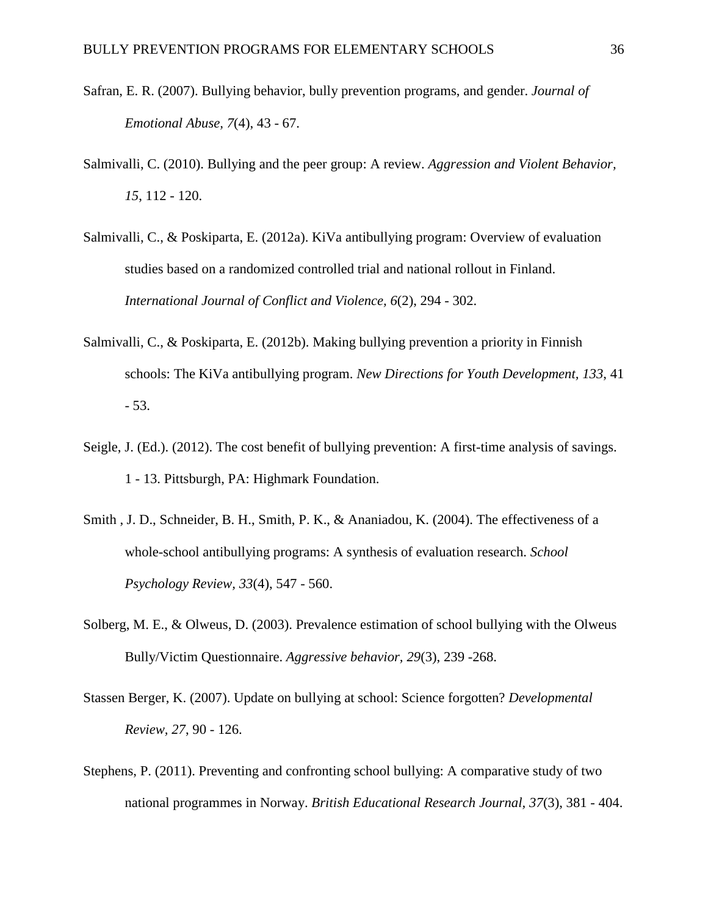Safran, E. R. (2007). Bullying behavior, bully prevention programs, and gender. *Journal of Emotional Abuse, 7*(4), 43 - 67.

Salmivalli, C. (2010). Bullying and the peer group: A review. *Aggression and Violent Behavior, 15*, 112 - 120.

Salmivalli, C., & Poskiparta, E. (2012a). KiVa antibullying program: Overview of evaluation studies based on a randomized controlled trial and national rollout in Finland. *International Journal of Conflict and Violence, 6*(2), 294 - 302.

Salmivalli, C., & Poskiparta, E. (2012b). Making bullying prevention a priority in Finnish schools: The KiVa antibullying program. *New Directions for Youth Development, 133*, 41 - 53.

Seigle, J. (Ed.). (2012). The cost benefit of bullying prevention: A first-time analysis of savings. 1 - 13. Pittsburgh, PA: Highmark Foundation.

Smith , J. D., Schneider, B. H., Smith, P. K., & Ananiadou, K. (2004). The effectiveness of a whole-school antibullying programs: A synthesis of evaluation research. *School Psychology Review, 33*(4), 547 - 560.

Solberg, M. E., & Olweus, D. (2003). Prevalence estimation of school bullying with the Olweus Bully/Victim Questionnaire. *Aggressive behavior, 29*(3), 239 -268.

Stassen Berger, K. (2007). Update on bullying at school: Science forgotten? *Developmental Review, 27*, 90 - 126.

Stephens, P. (2011). Preventing and confronting school bullying: A comparative study of two national programmes in Norway. *British Educational Research Journal, 37*(3), 381 - 404.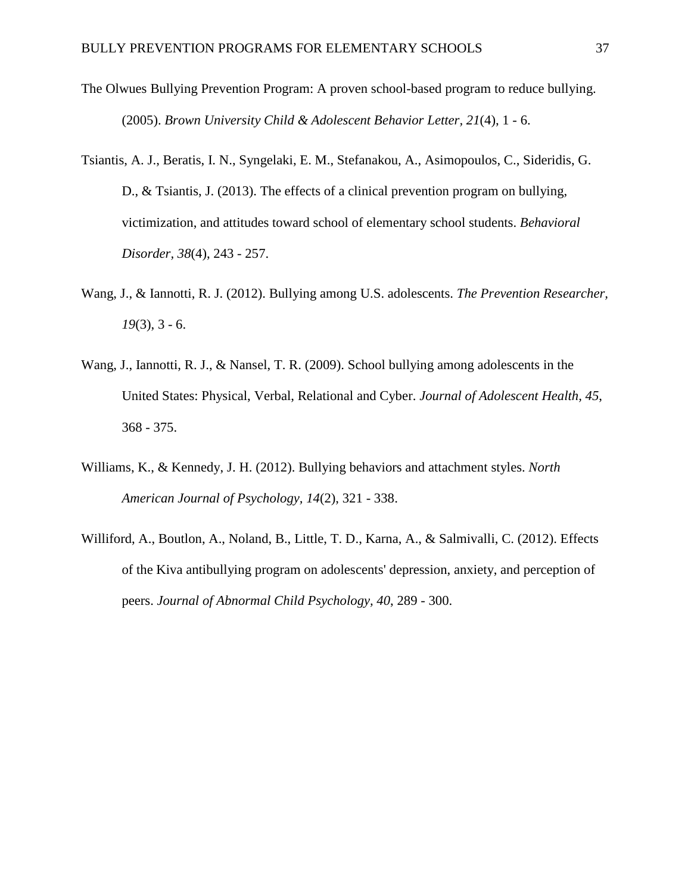The Olwues Bullying Prevention Program: A proven school-based program to reduce bullying. (2005). *Brown University Child & Adolescent Behavior Letter, 21*(4), 1 - 6.

Tsiantis, A. J., Beratis, I. N., Syngelaki, E. M., Stefanakou, A., Asimopoulos, C., Sideridis, G. D., & Tsiantis, J. (2013). The effects of a clinical prevention program on bullying, victimization, and attitudes toward school of elementary school students. *Behavioral Disorder, 38*(4), 243 - 257.

Wang, J., & Iannotti, R. J. (2012). Bullying among U.S. adolescents. *The Prevention Researcher, 19*(3), 3 - 6.

Wang, J., Iannotti, R. J., & Nansel, T. R. (2009). School bullying among adolescents in the United States: Physical, Verbal, Relational and Cyber. *Journal of Adolescent Health, 45*, 368 - 375.

Williams, K., & Kennedy, J. H. (2012). Bullying behaviors and attachment styles. *North American Journal of Psychology, 14*(2), 321 - 338.

Williford, A., Boutlon, A., Noland, B., Little, T. D., Karna, A., & Salmivalli, C. (2012). Effects of the Kiva antibullying program on adolescents' depression, anxiety, and perception of peers. *Journal of Abnormal Child Psychology, 40*, 289 - 300.